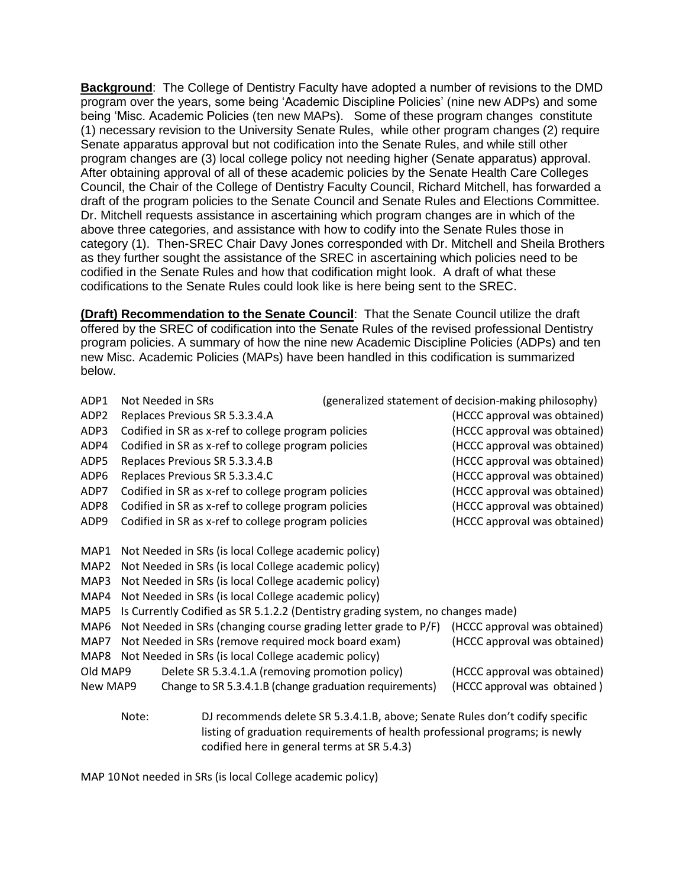**Background**: The College of Dentistry Faculty have adopted a number of revisions to the DMD program over the years, some being 'Academic Discipline Policies' (nine new ADPs) and some being 'Misc. Academic Policies (ten new MAPs). Some of these program changes constitute (1) necessary revision to the University Senate Rules, while other program changes (2) require Senate apparatus approval but not codification into the Senate Rules, and while still other program changes are (3) local college policy not needing higher (Senate apparatus) approval. After obtaining approval of all of these academic policies by the Senate Health Care Colleges Council, the Chair of the College of Dentistry Faculty Council, Richard Mitchell, has forwarded a draft of the program policies to the Senate Council and Senate Rules and Elections Committee. Dr. Mitchell requests assistance in ascertaining which program changes are in which of the above three categories, and assistance with how to codify into the Senate Rules those in category (1). Then-SREC Chair Davy Jones corresponded with Dr. Mitchell and Sheila Brothers as they further sought the assistance of the SREC in ascertaining which policies need to be codified in the Senate Rules and how that codification might look. A draft of what these codifications to the Senate Rules could look like is here being sent to the SREC.

**(Draft) Recommendation to the Senate Council**: That the Senate Council utilize the draft offered by the SREC of codification into the Senate Rules of the revised professional Dentistry program policies. A summary of how the nine new Academic Discipline Policies (ADPs) and ten new Misc. Academic Policies (MAPs) have been handled in this codification is summarized below.

| | | |
|---|---|---|
| ADP1 | Not Needed in SRs | (generalized statement of decision-making philosophy) |
| ADP2 | Replaces Previous SR 5.3.3.4.A | (HCCC approval was obtained) |
| ADP3 | Codified in SR as x-ref to college program policies | (HCCC approval was obtained) |
| ADP4 | Codified in SR as x-ref to college program policies | (HCCC approval was obtained) |
| ADP5 | Replaces Previous SR 5.3.3.4.B | (HCCC approval was obtained) |
| ADP6 | Replaces Previous SR 5.3.3.4.C | (HCCC approval was obtained) |
| ADP7 | Codified in SR as x-ref to college program policies | (HCCC approval was obtained) |
| ADP8 | Codified in SR as x-ref to college program policies | (HCCC approval was obtained) |
| ADP9 | Codified in SR as x-ref to college program policies | (HCCC approval was obtained) |

| | | |
|---|---|---|
| MAP1 | Not Needed in SRs (is local College academic policy) | |
| MAP2 | Not Needed in SRs (is local College academic policy) | |
| MAP3 | Not Needed in SRs (is local College academic policy) | |
| MAP4 | Not Needed in SRs (is local College academic policy) | |
| MAP5 | Is Currently Codified as SR 5.1.2.2 (Dentistry grading system, no changes made) | |
| MAP6 | Not Needed in SRs (changing course grading letter grade to P/F) | (HCCC approval was obtained) |
| MAP7 | Not Needed in SRs (remove required mock board exam) | (HCCC approval was obtained) |
| MAP8 | Not Needed in SRs (is local College academic policy) | |
| Old MAP9 | Delete SR 5.3.4.1.A (removing promotion policy) | (HCCC approval was obtained) |
| New MAP9 | Change to SR 5.3.4.1.B (change graduation requirements) | (HCCC approval was obtained ) |

Note: DJ recommends delete SR 5.3.4.1.B, above; Senate Rules don't codify specific listing of graduation requirements of health professional programs; is newly codified here in general terms at SR 5.4.3)

MAP 10 Not needed in SRs (is local College academic policy)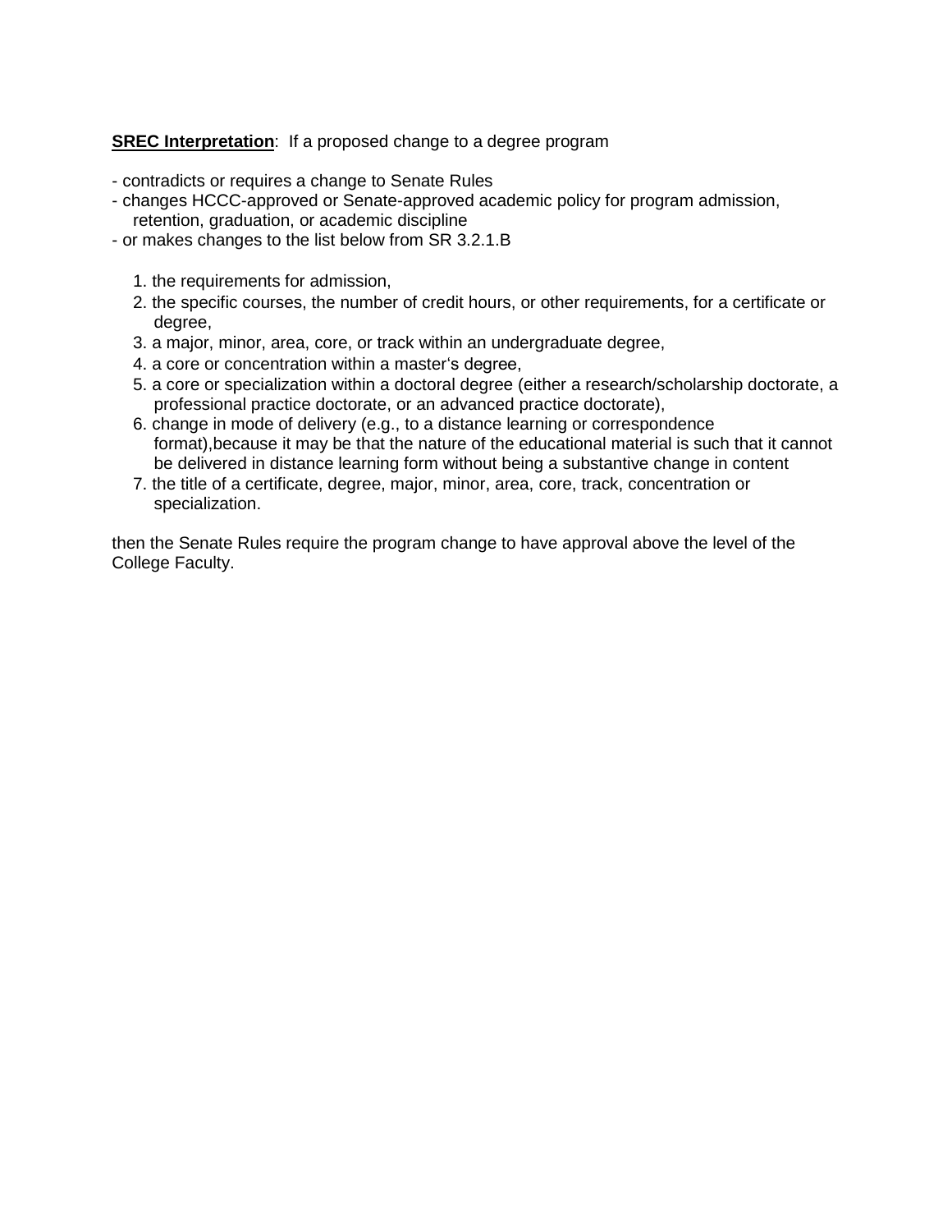**SREC Interpretation**: If a proposed change to a degree program

- contradicts or requires a change to Senate Rules
- changes HCCC-approved or Senate-approved academic policy for program admission, retention, graduation, or academic discipline
- or makes changes to the list below from SR 3.2.1.B

1. the requirements for admission,
2. the specific courses, the number of credit hours, or other requirements, for a certificate or degree,
3. a major, minor, area, core, or track within an undergraduate degree,
4. a core or concentration within a master's degree,
5. a core or specialization within a doctoral degree (either a research/scholarship doctorate, a professional practice doctorate, or an advanced practice doctorate),
6. change in mode of delivery (e.g., to a distance learning or correspondence format),because it may be that the nature of the educational material is such that it cannot be delivered in distance learning form without being a substantive change in content
7. the title of a certificate, degree, major, minor, area, core, track, concentration or specialization.

then the Senate Rules require the program change to have approval above the level of the College Faculty.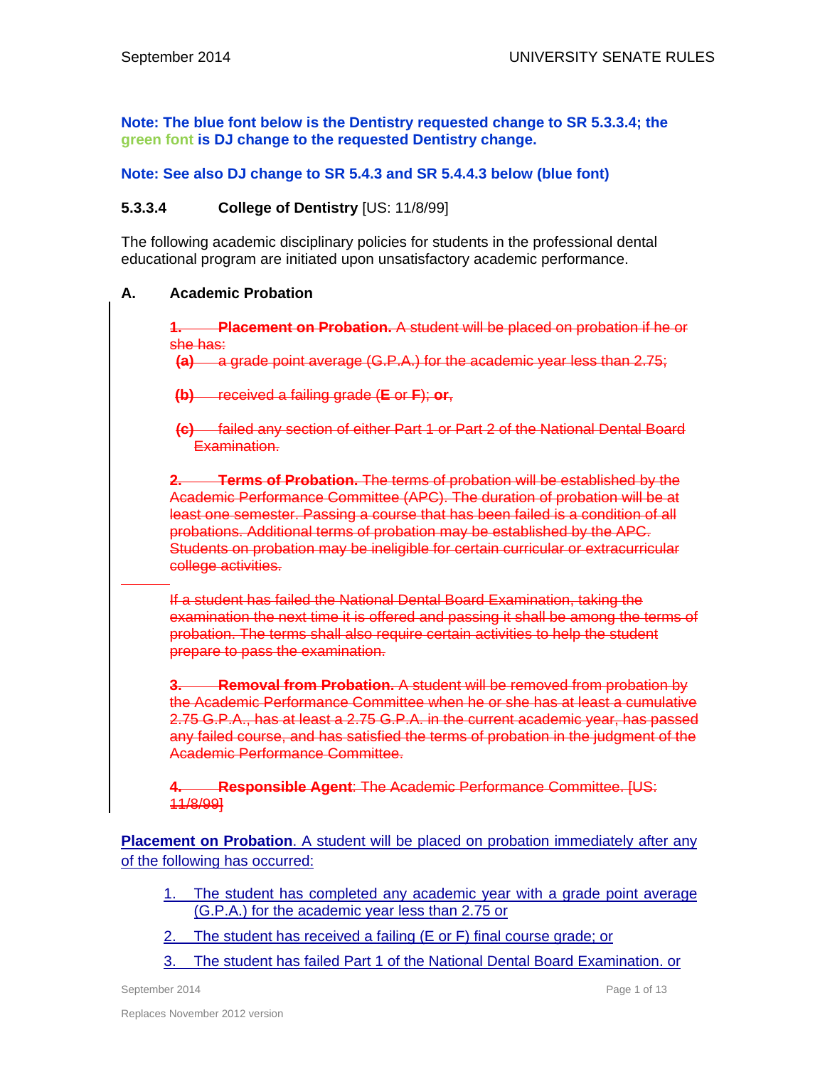**Note: The blue font below is the Dentistry requested change to SR 5.3.3.4; the green font is DJ change to the requested Dentistry change.**

**Note: See also DJ change to SR 5.4.3 and SR 5.4.4.3 below (blue font)**

### 5.3.3.4 College of Dentistry [US: 11/8/99]

The following academic disciplinary policies for students in the professional dental educational program are initiated upon unsatisfactory academic performance.

#### A. Academic Probation

~~**1. Placement on Probation.** A student will be placed on probation if he or she has:~~

~~**(a)** a grade point average (G.P.A.) for the academic year less than 2.75;~~

~~**(b)** received a failing grade (**E** or **F**); **or**,~~

~~**(c)** failed any section of either Part 1 or Part 2 of the National Dental Board Examination.~~

~~**2. Terms of Probation.** The terms of probation will be established by the Academic Performance Committee (APC). The duration of probation will be at least one semester. Passing a course that has been failed is a condition of all probations. Additional terms of probation may be established by the APC. Students on probation may be ineligible for certain curricular or extracurricular college activities.~~

~~If a student has failed the National Dental Board Examination, taking the examination the next time it is offered and passing it shall be among the terms of probation. The terms shall also require certain activities to help the student prepare to pass the examination.~~

~~**3. Removal from Probation.** A student will be removed from probation by the Academic Performance Committee when he or she has at least a cumulative 2.75 G.P.A., has at least a 2.75 G.P.A. in the current academic year, has passed any failed course, and has satisfied the terms of probation in the judgment of the Academic Performance Committee.~~

~~**4. Responsible Agent**: The Academic Performance Committee. [US: 11/8/99]~~

**Placement on Probation**. A student will be placed on probation immediately after any of the following has occurred:

1. The student has completed any academic year with a grade point average (G.P.A.) for the academic year less than 2.75 or
2. The student has received a failing (E or F) final course grade; or
3. The student has failed Part 1 of the National Dental Board Examination. or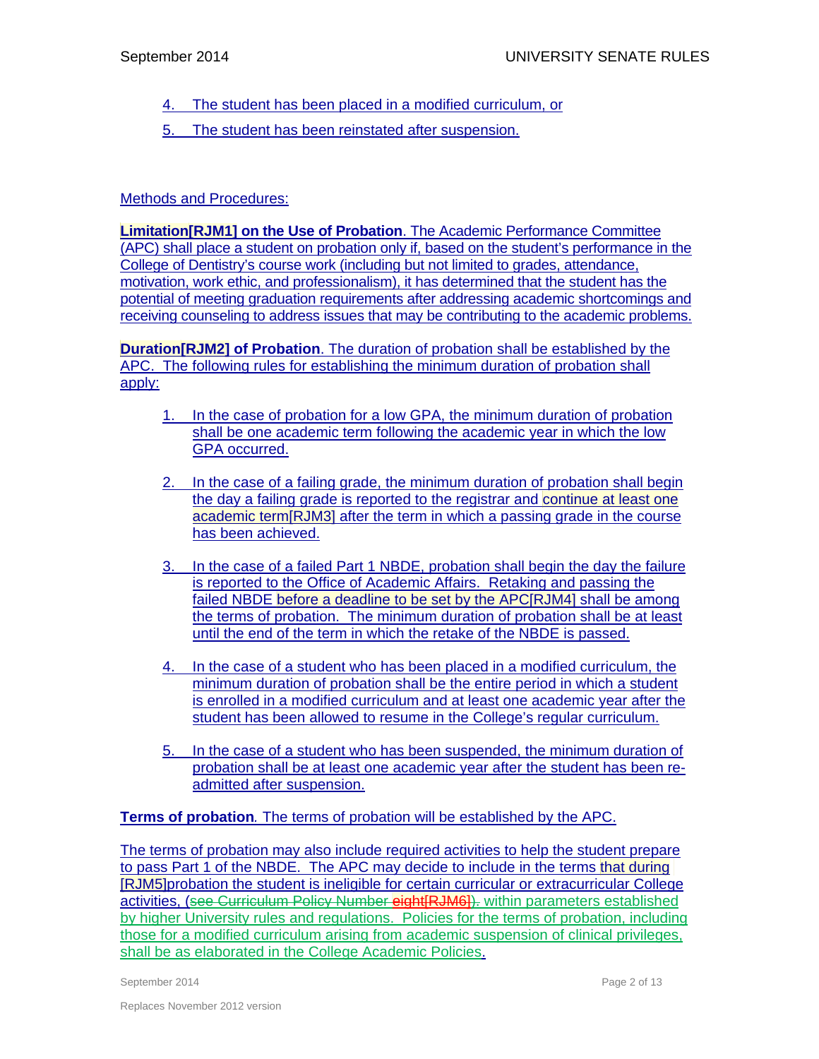4. The student has been placed in a modified curriculum, or
5. The student has been reinstated after suspension.

Methods and Procedures:

**Limitation[RJM1] on the Use of Probation**. The Academic Performance Committee (APC) shall place a student on probation only if, based on the student's performance in the College of Dentistry's course work (including but not limited to grades, attendance, motivation, work ethic, and professionalism), it has determined that the student has the potential of meeting graduation requirements after addressing academic shortcomings and receiving counseling to address issues that may be contributing to the academic problems.

**Duration[RJM2] of Probation**. The duration of probation shall be established by the APC. The following rules for establishing the minimum duration of probation shall apply:

1. In the case of probation for a low GPA, the minimum duration of probation shall be one academic term following the academic year in which the low GPA occurred.

2. In the case of a failing grade, the minimum duration of probation shall begin the day a failing grade is reported to the registrar and continue at least one academic term[RJM3] after the term in which a passing grade in the course has been achieved.

3. In the case of a failed Part 1 NBDE, probation shall begin the day the failure is reported to the Office of Academic Affairs. Retaking and passing the failed NBDE before a deadline to be set by the APC[RJM4] shall be among the terms of probation. The minimum duration of probation shall be at least until the end of the term in which the retake of the NBDE is passed.

4. In the case of a student who has been placed in a modified curriculum, the minimum duration of probation shall be the entire period in which a student is enrolled in a modified curriculum and at least one academic year after the student has been allowed to resume in the College's regular curriculum.

5. In the case of a student who has been suspended, the minimum duration of probation shall be at least one academic year after the student has been re-admitted after suspension.

**Terms of probation**. The terms of probation will be established by the APC.

The terms of probation may also include required activities to help the student prepare to pass Part 1 of the NBDE. The APC may decide to include in the terms that during [RJM5]probation the student is ineligible for certain curricular or extracurricular College activities, (~~see Curriculum Policy Number eight[RJM6]).~~ within parameters established by higher University rules and regulations. Policies for the terms of probation, including those for a modified curriculum arising from academic suspension of clinical privileges, shall be as elaborated in the College Academic Policies.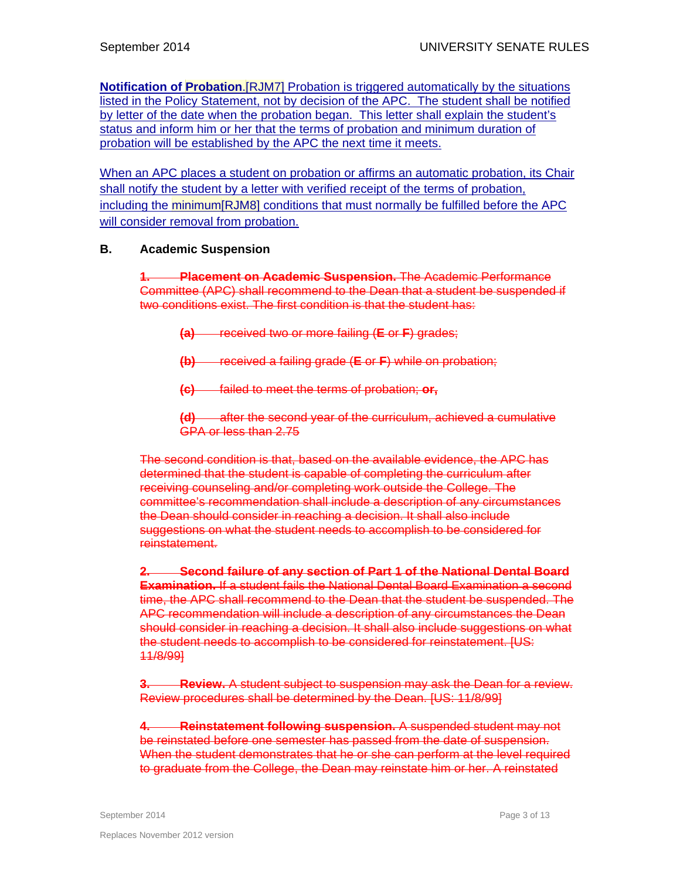**Notification of Probation**.[RJM7] Probation is triggered automatically by the situations listed in the Policy Statement, not by decision of the APC. The student shall be notified by letter of the date when the probation began. This letter shall explain the student's status and inform him or her that the terms of probation and minimum duration of probation will be established by the APC the next time it meets.

When an APC places a student on probation or affirms an automatic probation, its Chair shall notify the student by a letter with verified receipt of the terms of probation, including the minimum[RJM8] conditions that must normally be fulfilled before the APC will consider removal from probation.

### B. Academic Suspension

~~**1. Placement on Academic Suspension.** The Academic Performance Committee (APC) shall recommend to the Dean that a student be suspended if two conditions exist. The first condition is that the student has:~~

~~**(a)** received two or more failing (**E** or **F**) grades;~~

~~**(b)** received a failing grade (**E** or **F**) while on probation;~~

~~**(c)** failed to meet the terms of probation; **or,**~~

~~**(d)** after the second year of the curriculum, achieved a cumulative GPA or less than 2.75~~

~~The second condition is that, based on the available evidence, the APC has determined that the student is capable of completing the curriculum after receiving counseling and/or completing work outside the College. The committee's recommendation shall include a description of any circumstances the Dean should consider in reaching a decision. It shall also include suggestions on what the student needs to accomplish to be considered for reinstatement.~~

~~**2. Second failure of any section of Part 1 of the National Dental Board Examination.** If a student fails the National Dental Board Examination a second time, the APC shall recommend to the Dean that the student be suspended. The APC recommendation will include a description of any circumstances the Dean should consider in reaching a decision. It shall also include suggestions on what the student needs to accomplish to be considered for reinstatement. [US: 11/8/99]~~

~~**3. Review.** A student subject to suspension may ask the Dean for a review. Review procedures shall be determined by the Dean. [US: 11/8/99]~~

~~**4. Reinstatement following suspension.** A suspended student may not be reinstated before one semester has passed from the date of suspension. When the student demonstrates that he or she can perform at the level required to graduate from the College, the Dean may reinstate him or her. A reinstated~~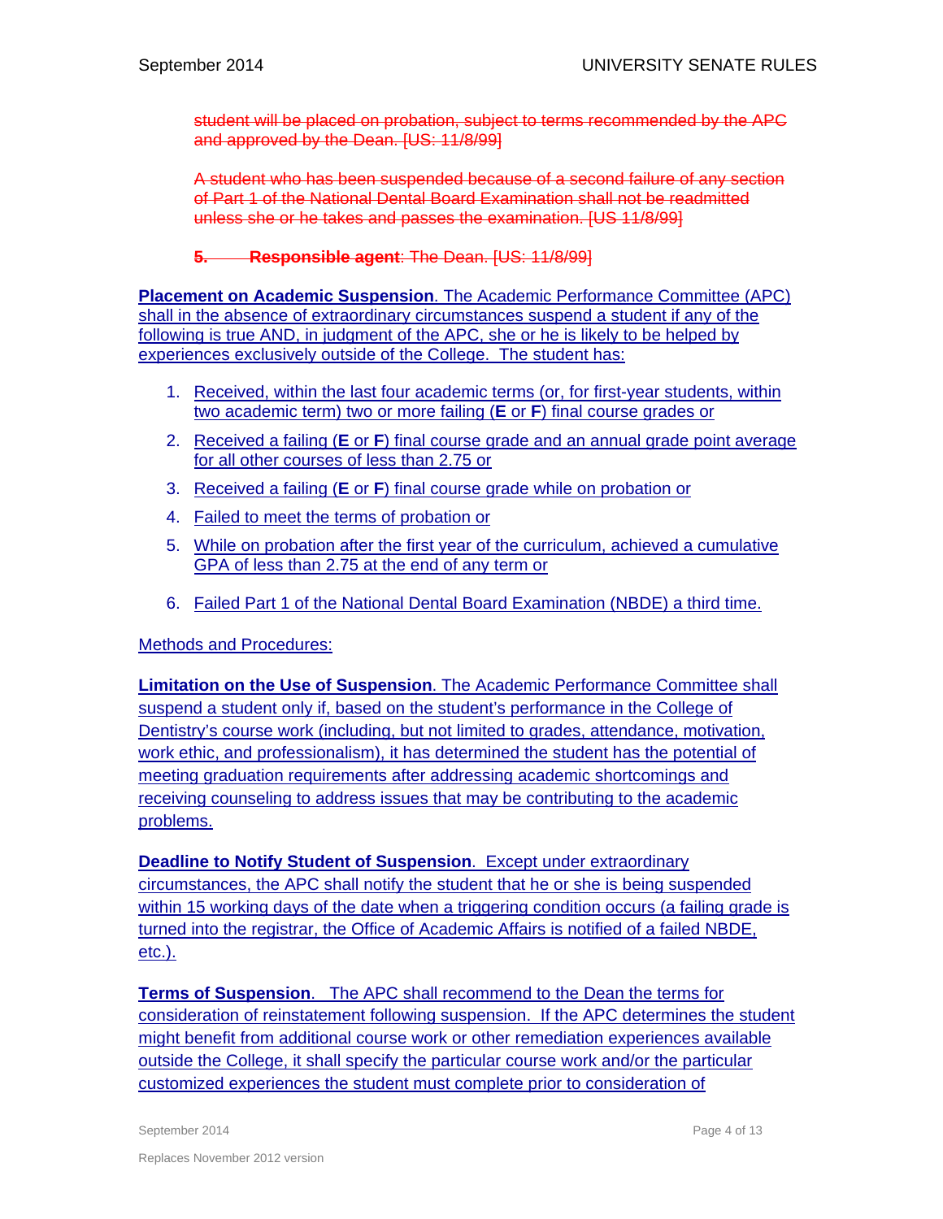~~student will be placed on probation, subject to terms recommended by the APC and approved by the Dean. [US: 11/8/99]~~

~~A student who has been suspended because of a second failure of any section of Part 1 of the National Dental Board Examination shall not be readmitted unless she or he takes and passes the examination. [US 11/8/99]~~

~~**5. Responsible agent**: The Dean. [US: 11/8/99]~~

**Placement on Academic Suspension**. The Academic Performance Committee (APC) shall in the absence of extraordinary circumstances suspend a student if any of the following is true AND, in judgment of the APC, she or he is likely to be helped by experiences exclusively outside of the College. The student has:

1. Received, within the last four academic terms (or, for first-year students, within two academic term) two or more failing (**E** or **F**) final course grades or
2. Received a failing (**E** or **F**) final course grade and an annual grade point average for all other courses of less than 2.75 or
3. Received a failing (**E** or **F**) final course grade while on probation or
4. Failed to meet the terms of probation or
5. While on probation after the first year of the curriculum, achieved a cumulative GPA of less than 2.75 at the end of any term or
6. Failed Part 1 of the National Dental Board Examination (NBDE) a third time.

Methods and Procedures:

**Limitation on the Use of Suspension**. The Academic Performance Committee shall suspend a student only if, based on the student's performance in the College of Dentistry's course work (including, but not limited to grades, attendance, motivation, work ethic, and professionalism), it has determined the student has the potential of meeting graduation requirements after addressing academic shortcomings and receiving counseling to address issues that may be contributing to the academic problems.

**Deadline to Notify Student of Suspension**. Except under extraordinary circumstances, the APC shall notify the student that he or she is being suspended within 15 working days of the date when a triggering condition occurs (a failing grade is turned into the registrar, the Office of Academic Affairs is notified of a failed NBDE, etc.).

**Terms of Suspension**. The APC shall recommend to the Dean the terms for consideration of reinstatement following suspension. If the APC determines the student might benefit from additional course work or other remediation experiences available outside the College, it shall specify the particular course work and/or the particular customized experiences the student must complete prior to consideration of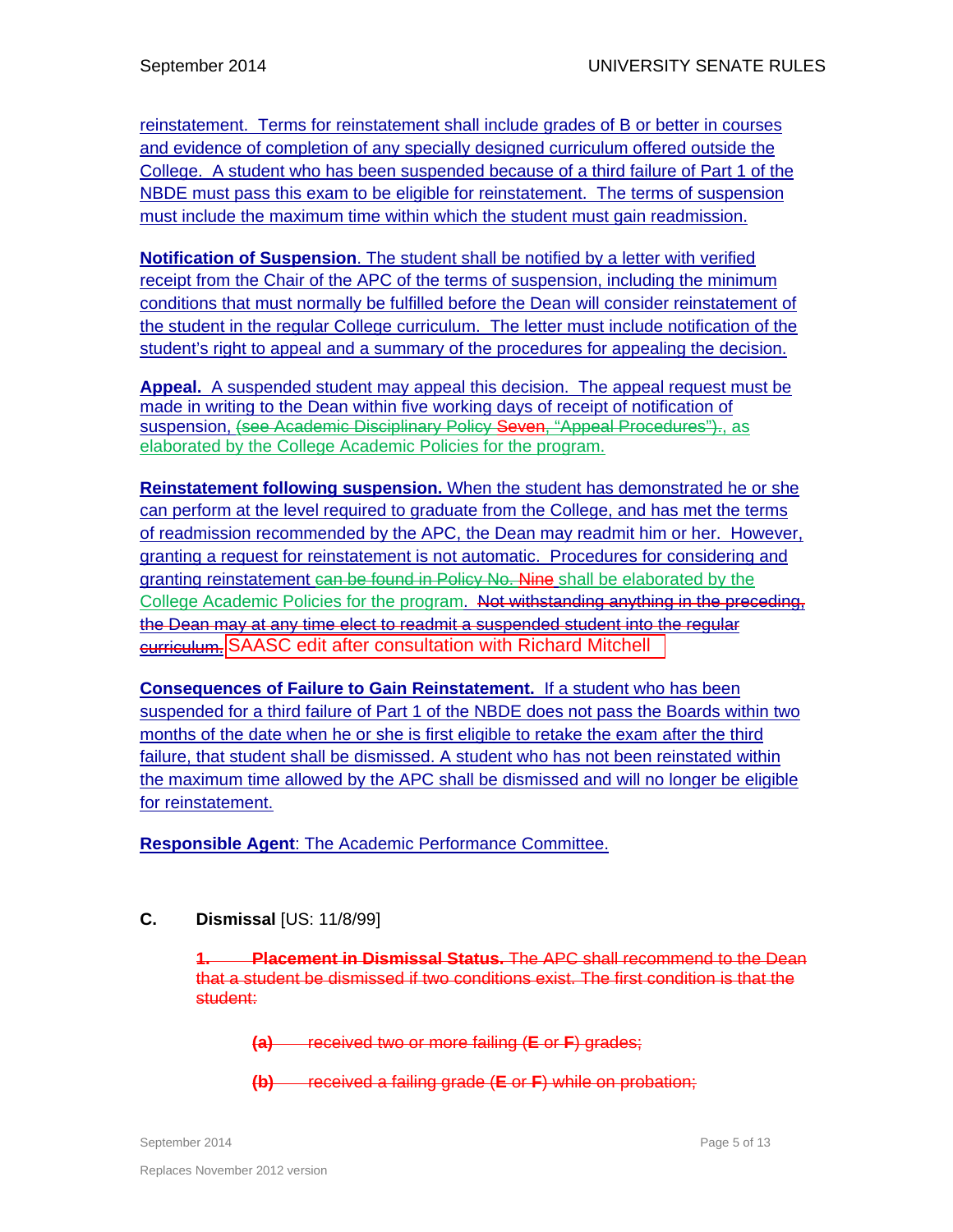reinstatement. Terms for reinstatement shall include grades of B or better in courses and evidence of completion of any specially designed curriculum offered outside the College. A student who has been suspended because of a third failure of Part 1 of the NBDE must pass this exam to be eligible for reinstatement. The terms of suspension must include the maximum time within which the student must gain readmission.

**Notification of Suspension**. The student shall be notified by a letter with verified receipt from the Chair of the APC of the terms of suspension, including the minimum conditions that must normally be fulfilled before the Dean will consider reinstatement of the student in the regular College curriculum. The letter must include notification of the student's right to appeal and a summary of the procedures for appealing the decision.

**Appeal.** A suspended student may appeal this decision. The appeal request must be made in writing to the Dean within five working days of receipt of notification of suspension, ~~(see Academic Disciplinary Policy Seven, "Appeal Procedures").~~, as elaborated by the College Academic Policies for the program.

**Reinstatement following suspension.** When the student has demonstrated he or she can perform at the level required to graduate from the College, and has met the terms of readmission recommended by the APC, the Dean may readmit him or her. However, granting a request for reinstatement is not automatic. Procedures for considering and granting reinstatement ~~can be found in Policy No. Nine~~ shall be elaborated by the College Academic Policies for the program. ~~Not withstanding anything in the preceding, the Dean may at any time elect to readmit a suspended student into the regular curriculum.~~ SAASC edit after consultation with Richard Mitchell

**Consequences of Failure to Gain Reinstatement.** If a student who has been suspended for a third failure of Part 1 of the NBDE does not pass the Boards within two months of the date when he or she is first eligible to retake the exam after the third failure, that student shall be dismissed. A student who has not been reinstated within the maximum time allowed by the APC shall be dismissed and will no longer be eligible for reinstatement.

**Responsible Agent**: The Academic Performance Committee.

## C. Dismissal [US: 11/8/99]

~~**1. Placement in Dismissal Status.** The APC shall recommend to the Dean that a student be dismissed if two conditions exist. The first condition is that the student:~~

~~**(a)** received two or more failing (**E** or **F**) grades;~~

~~**(b)** received a failing grade (**E** or **F**) while on probation;~~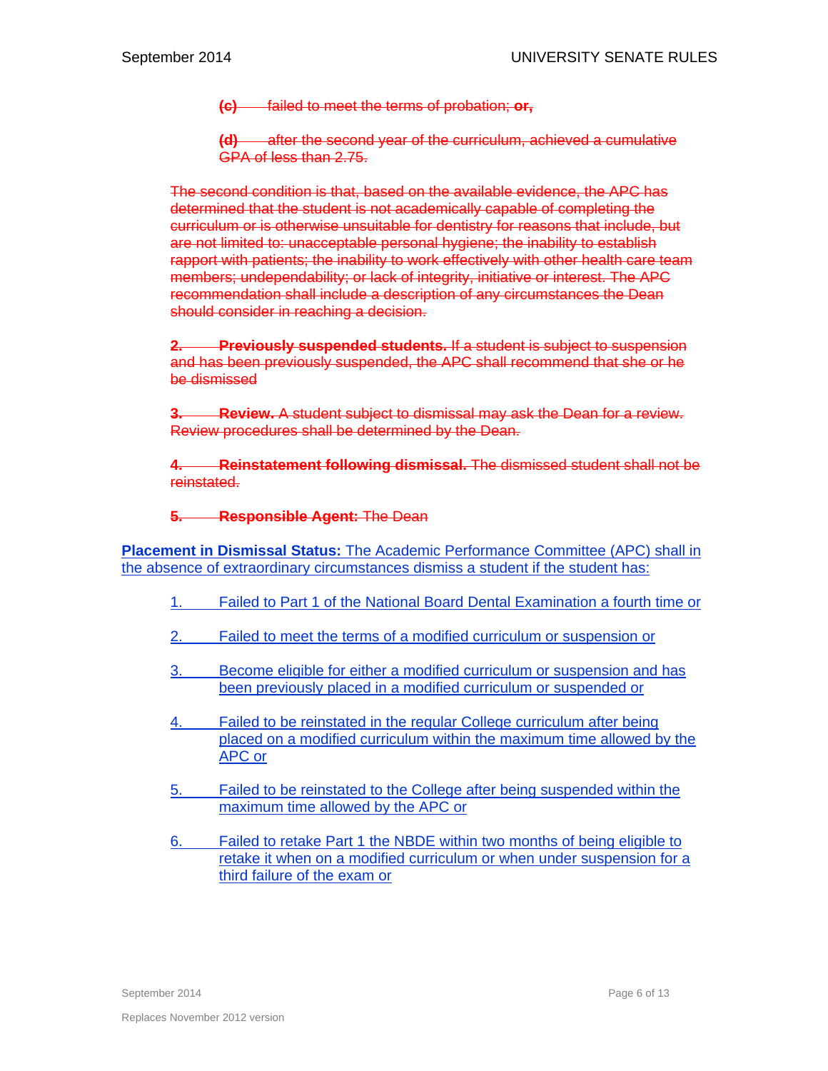~~**(c)** failed to meet the terms of probation; **or,**~~

~~**(d)** after the second year of the curriculum, achieved a cumulative GPA of less than 2.75.~~

~~The second condition is that, based on the available evidence, the APC has determined that the student is not academically capable of completing the curriculum or is otherwise unsuitable for dentistry for reasons that include, but are not limited to: unacceptable personal hygiene; the inability to establish rapport with patients; the inability to work effectively with other health care team members; undependability; or lack of integrity, initiative or interest. The APC recommendation shall include a description of any circumstances the Dean should consider in reaching a decision.~~

~~**2. Previously suspended students.** If a student is subject to suspension and has been previously suspended, the APC shall recommend that she or he be dismissed~~

~~**3. Review.** A student subject to dismissal may ask the Dean for a review. Review procedures shall be determined by the Dean.~~

~~**4. Reinstatement following dismissal.** The dismissed student shall not be reinstated.~~

~~**5. Responsible Agent:** The Dean~~

**Placement in Dismissal Status:** The Academic Performance Committee (APC) shall in the absence of extraordinary circumstances dismiss a student if the student has:

1. Failed to Part 1 of the National Board Dental Examination a fourth time or

2. Failed to meet the terms of a modified curriculum or suspension or

3. Become eligible for either a modified curriculum or suspension and has been previously placed in a modified curriculum or suspended or

4. Failed to be reinstated in the regular College curriculum after being placed on a modified curriculum within the maximum time allowed by the APC or

5. Failed to be reinstated to the College after being suspended within the maximum time allowed by the APC or

6. Failed to retake Part 1 the NBDE within two months of being eligible to retake it when on a modified curriculum or when under suspension for a third failure of the exam or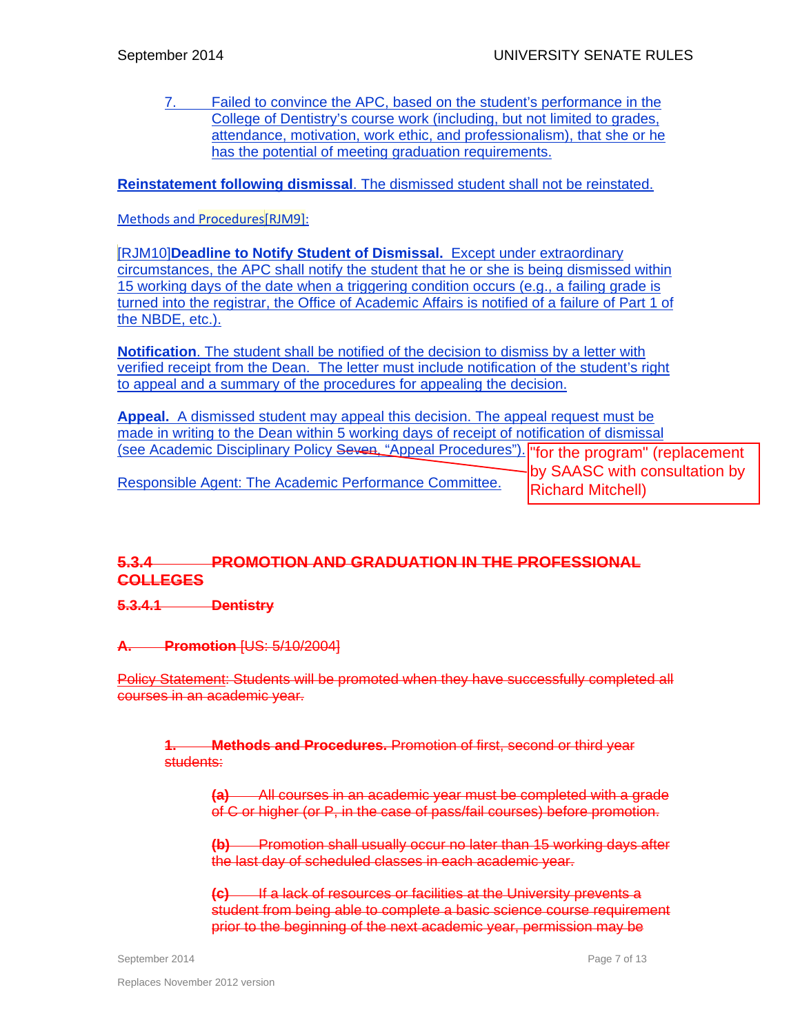7. Failed to convince the APC, based on the student's performance in the College of Dentistry's course work (including, but not limited to grades, attendance, motivation, work ethic, and professionalism), that she or he has the potential of meeting graduation requirements.

**Reinstatement following dismissal**. The dismissed student shall not be reinstated.

Methods and Procedures[RJM9]:

[RJM10]**Deadline to Notify Student of Dismissal.** Except under extraordinary circumstances, the APC shall notify the student that he or she is being dismissed within 15 working days of the date when a triggering condition occurs (e.g., a failing grade is turned into the registrar, the Office of Academic Affairs is notified of a failure of Part 1 of the NBDE, etc.).

**Notification**. The student shall be notified of the decision to dismiss by a letter with verified receipt from the Dean. The letter must include notification of the student's right to appeal and a summary of the procedures for appealing the decision.

**Appeal.** A dismissed student may appeal this decision. The appeal request must be made in writing to the Dean within 5 working days of receipt of notification of dismissal (see Academic Disciplinary Policy ~~Seven~~, "Appeal Procedures").

"for the program" (replacement by SAASC with consultation by Richard Mitchell)

Responsible Agent: The Academic Performance Committee.

## ~~5.3.4 PROMOTION AND GRADUATION IN THE PROFESSIONAL COLLEGES~~

### ~~5.3.4.1 Dentistry~~

~~**A. Promotion** [US: 5/10/2004]~~

~~Policy Statement: Students will be promoted when they have successfully completed all courses in an academic year.~~

~~**1. Methods and Procedures.** Promotion of first, second or third year students:~~

~~**(a)** All courses in an academic year must be completed with a grade of C or higher (or P, in the case of pass/fail courses) before promotion.~~

~~**(b)** Promotion shall usually occur no later than 15 working days after the last day of scheduled classes in each academic year.~~

~~**(c)** If a lack of resources or facilities at the University prevents a student from being able to complete a basic science course requirement prior to the beginning of the next academic year, permission may be~~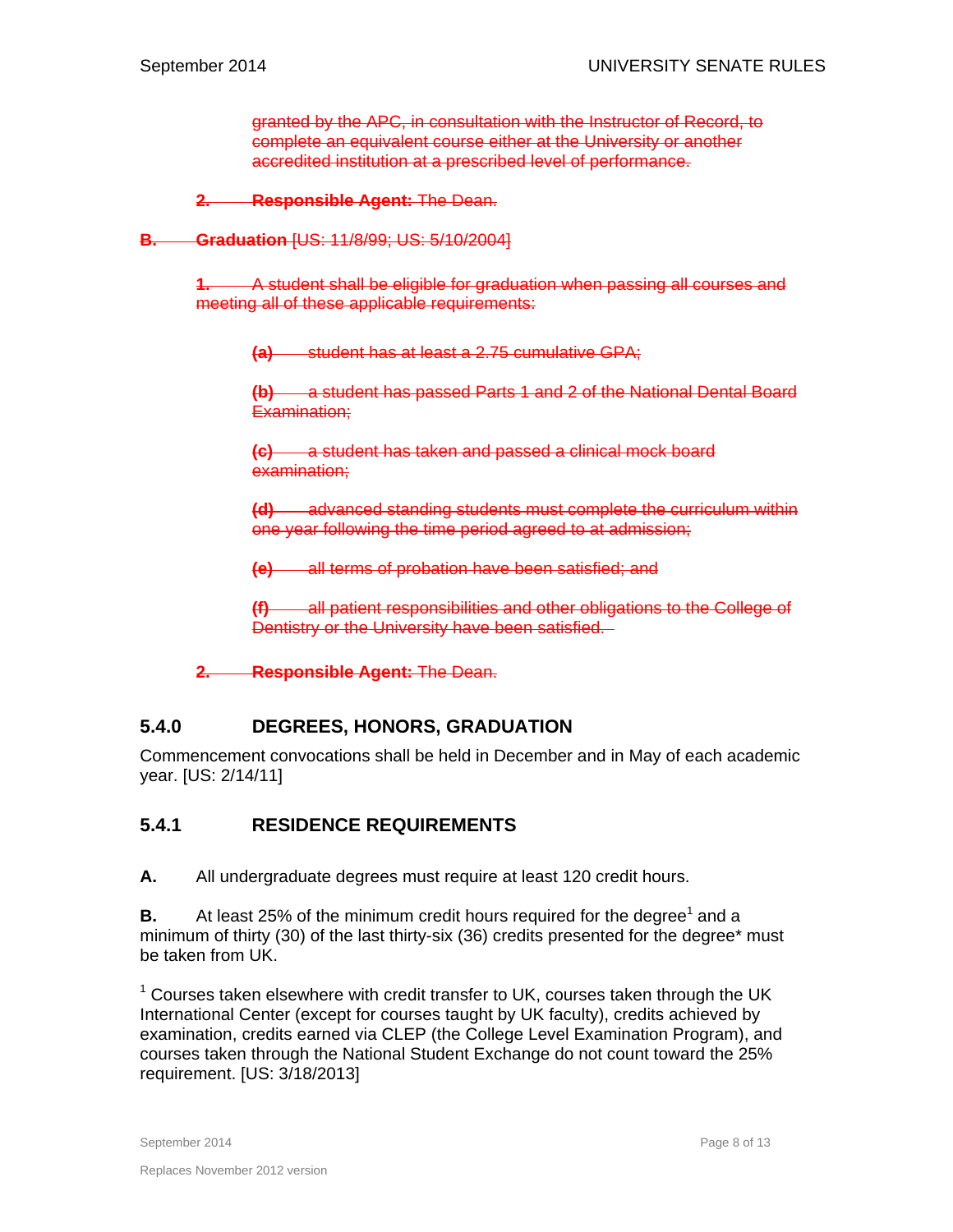~~granted by the APC, in consultation with the Instructor of Record, to complete an equivalent course either at the University or another accredited institution at a prescribed level of performance.~~

~~**2. Responsible Agent:** The Dean.~~

~~**B. Graduation** [US: 11/8/99; US: 5/10/2004]~~

~~**1.** A student shall be eligible for graduation when passing all courses and meeting all of these applicable requirements:~~

~~**(a)** student has at least a 2.75 cumulative GPA;~~

~~**(b)** a student has passed Parts 1 and 2 of the National Dental Board Examination;~~

~~**(c)** a student has taken and passed a clinical mock board examination;~~

~~**(d)** advanced standing students must complete the curriculum within one year following the time period agreed to at admission;~~

~~**(e)** all terms of probation have been satisfied; and~~

~~**(f)** all patient responsibilities and other obligations to the College of Dentistry or the University have been satisfied.~~

~~**2. Responsible Agent:** The Dean.~~

## 5.4.0 DEGREES, HONORS, GRADUATION

Commencement convocations shall be held in December and in May of each academic year. [US: 2/14/11]

## 5.4.1 RESIDENCE REQUIREMENTS

**A.** All undergraduate degrees must require at least 120 credit hours.

**B.** At least 25% of the minimum credit hours required for the degree[1] and a minimum of thirty (30) of the last thirty-six (36) credits presented for the degree* must be taken from UK.

[1] Courses taken elsewhere with credit transfer to UK, courses taken through the UK International Center (except for courses taught by UK faculty), credits achieved by examination, credits earned via CLEP (the College Level Examination Program), and courses taken through the National Student Exchange do not count toward the 25% requirement. [US: 3/18/2013]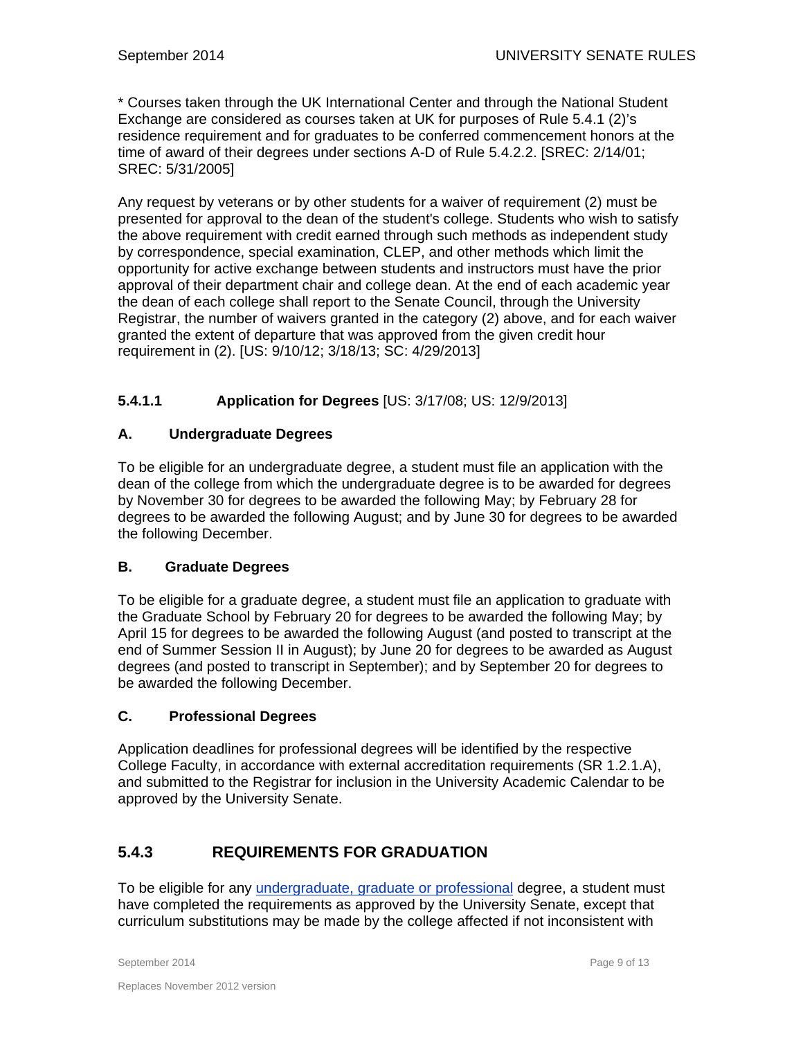* Courses taken through the UK International Center and through the National Student Exchange are considered as courses taken at UK for purposes of Rule 5.4.1 (2)'s residence requirement and for graduates to be conferred commencement honors at the time of award of their degrees under sections A-D of Rule 5.4.2.2. [SREC: 2/14/01; SREC: 5/31/2005]

Any request by veterans or by other students for a waiver of requirement (2) must be presented for approval to the dean of the student's college. Students who wish to satisfy the above requirement with credit earned through such methods as independent study by correspondence, special examination, CLEP, and other methods which limit the opportunity for active exchange between students and instructors must have the prior approval of their department chair and college dean. At the end of each academic year the dean of each college shall report to the Senate Council, through the University Registrar, the number of waivers granted in the category (2) above, and for each waiver granted the extent of departure that was approved from the given credit hour requirement in (2). [US: 9/10/12; 3/18/13; SC: 4/29/2013]

### 5.4.1.1 Application for Degrees [US: 3/17/08; US: 12/9/2013]

#### A. Undergraduate Degrees

To be eligible for an undergraduate degree, a student must file an application with the dean of the college from which the undergraduate degree is to be awarded for degrees by November 30 for degrees to be awarded the following May; by February 28 for degrees to be awarded the following August; and by June 30 for degrees to be awarded the following December.

#### B. Graduate Degrees

To be eligible for a graduate degree, a student must file an application to graduate with the Graduate School by February 20 for degrees to be awarded the following May; by April 15 for degrees to be awarded the following August (and posted to transcript at the end of Summer Session II in August); by June 20 for degrees to be awarded as August degrees (and posted to transcript in September); and by September 20 for degrees to be awarded the following December.

#### C. Professional Degrees

Application deadlines for professional degrees will be identified by the respective College Faculty, in accordance with external accreditation requirements (SR 1.2.1.A), and submitted to the Registrar for inclusion in the University Academic Calendar to be approved by the University Senate.

## 5.4.3 REQUIREMENTS FOR GRADUATION

To be eligible for any undergraduate, graduate or professional degree, a student must have completed the requirements as approved by the University Senate, except that curriculum substitutions may be made by the college affected if not inconsistent with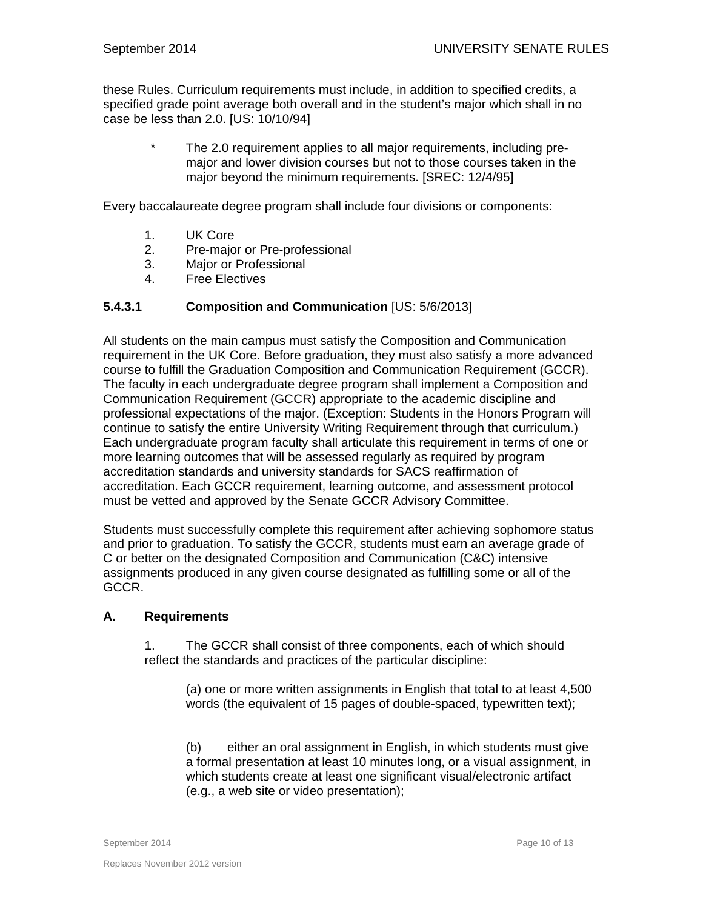these Rules. Curriculum requirements must include, in addition to specified credits, a specified grade point average both overall and in the student's major which shall in no case be less than 2.0. [US: 10/10/94]

> * The 2.0 requirement applies to all major requirements, including pre-major and lower division courses but not to those courses taken in the major beyond the minimum requirements. [SREC: 12/4/95]

Every baccalaureate degree program shall include four divisions or components:

1. UK Core
2. Pre-major or Pre-professional
3. Major or Professional
4. Free Electives

#### 5.4.3.1 Composition and Communication [US: 5/6/2013]

All students on the main campus must satisfy the Composition and Communication requirement in the UK Core. Before graduation, they must also satisfy a more advanced course to fulfill the Graduation Composition and Communication Requirement (GCCR). The faculty in each undergraduate degree program shall implement a Composition and Communication Requirement (GCCR) appropriate to the academic discipline and professional expectations of the major. (Exception: Students in the Honors Program will continue to satisfy the entire University Writing Requirement through that curriculum.) Each undergraduate program faculty shall articulate this requirement in terms of one or more learning outcomes that will be assessed regularly as required by program accreditation standards and university standards for SACS reaffirmation of accreditation. Each GCCR requirement, learning outcome, and assessment protocol must be vetted and approved by the Senate GCCR Advisory Committee.

Students must successfully complete this requirement after achieving sophomore status and prior to graduation. To satisfy the GCCR, students must earn an average grade of C or better on the designated Composition and Communication (C&C) intensive assignments produced in any given course designated as fulfilling some or all of the GCCR.

**A. Requirements**

1. The GCCR shall consist of three components, each of which should reflect the standards and practices of the particular discipline:

   (a) one or more written assignments in English that total to at least 4,500 words (the equivalent of 15 pages of double-spaced, typewritten text);

   (b) either an oral assignment in English, in which students must give a formal presentation at least 10 minutes long, or a visual assignment, in which students create at least one significant visual/electronic artifact (e.g., a web site or video presentation);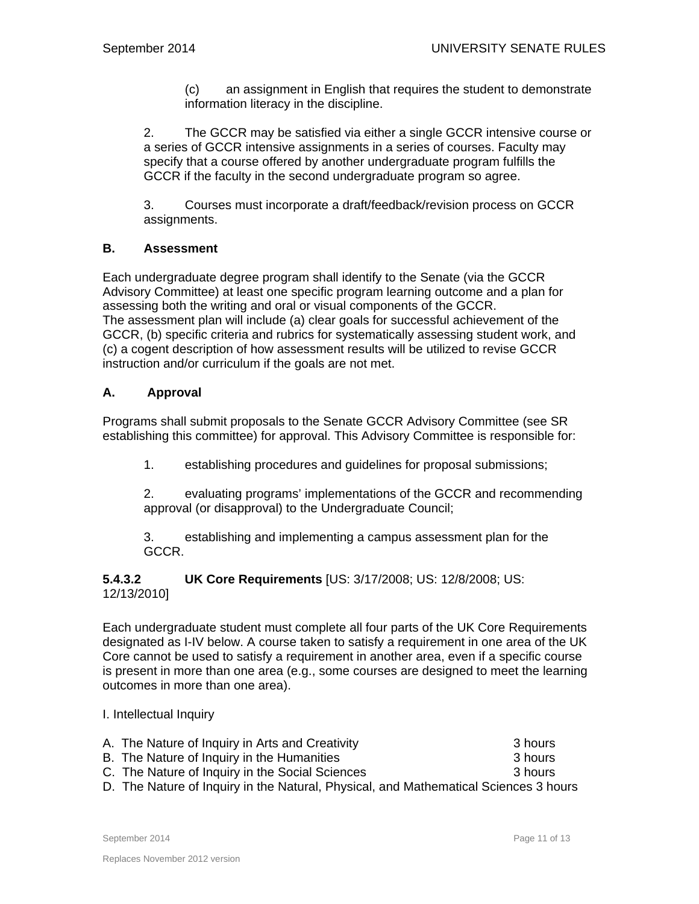(c) an assignment in English that requires the student to demonstrate information literacy in the discipline.

2. The GCCR may be satisfied via either a single GCCR intensive course or a series of GCCR intensive assignments in a series of courses. Faculty may specify that a course offered by another undergraduate program fulfills the GCCR if the faculty in the second undergraduate program so agree.

3. Courses must incorporate a draft/feedback/revision process on GCCR assignments.

**B. Assessment**

Each undergraduate degree program shall identify to the Senate (via the GCCR Advisory Committee) at least one specific program learning outcome and a plan for assessing both the writing and oral or visual components of the GCCR.
The assessment plan will include (a) clear goals for successful achievement of the GCCR, (b) specific criteria and rubrics for systematically assessing student work, and (c) a cogent description of how assessment results will be utilized to revise GCCR instruction and/or curriculum if the goals are not met.

**A. Approval**

Programs shall submit proposals to the Senate GCCR Advisory Committee (see SR establishing this committee) for approval. This Advisory Committee is responsible for:

1. establishing procedures and guidelines for proposal submissions;

2. evaluating programs' implementations of the GCCR and recommending approval (or disapproval) to the Undergraduate Council;

3. establishing and implementing a campus assessment plan for the GCCR.

**5.4.3.2 UK Core Requirements** [US: 3/17/2008; US: 12/8/2008; US: 12/13/2010]

Each undergraduate student must complete all four parts of the UK Core Requirements designated as I-IV below. A course taken to satisfy a requirement in one area of the UK Core cannot be used to satisfy a requirement in another area, even if a specific course is present in more than one area (e.g., some courses are designed to meet the learning outcomes in more than one area).

I. Intellectual Inquiry

A. The Nature of Inquiry in Arts and Creativity 3 hours
B. The Nature of Inquiry in the Humanities 3 hours
C. The Nature of Inquiry in the Social Sciences 3 hours
D. The Nature of Inquiry in the Natural, Physical, and Mathematical Sciences 3 hours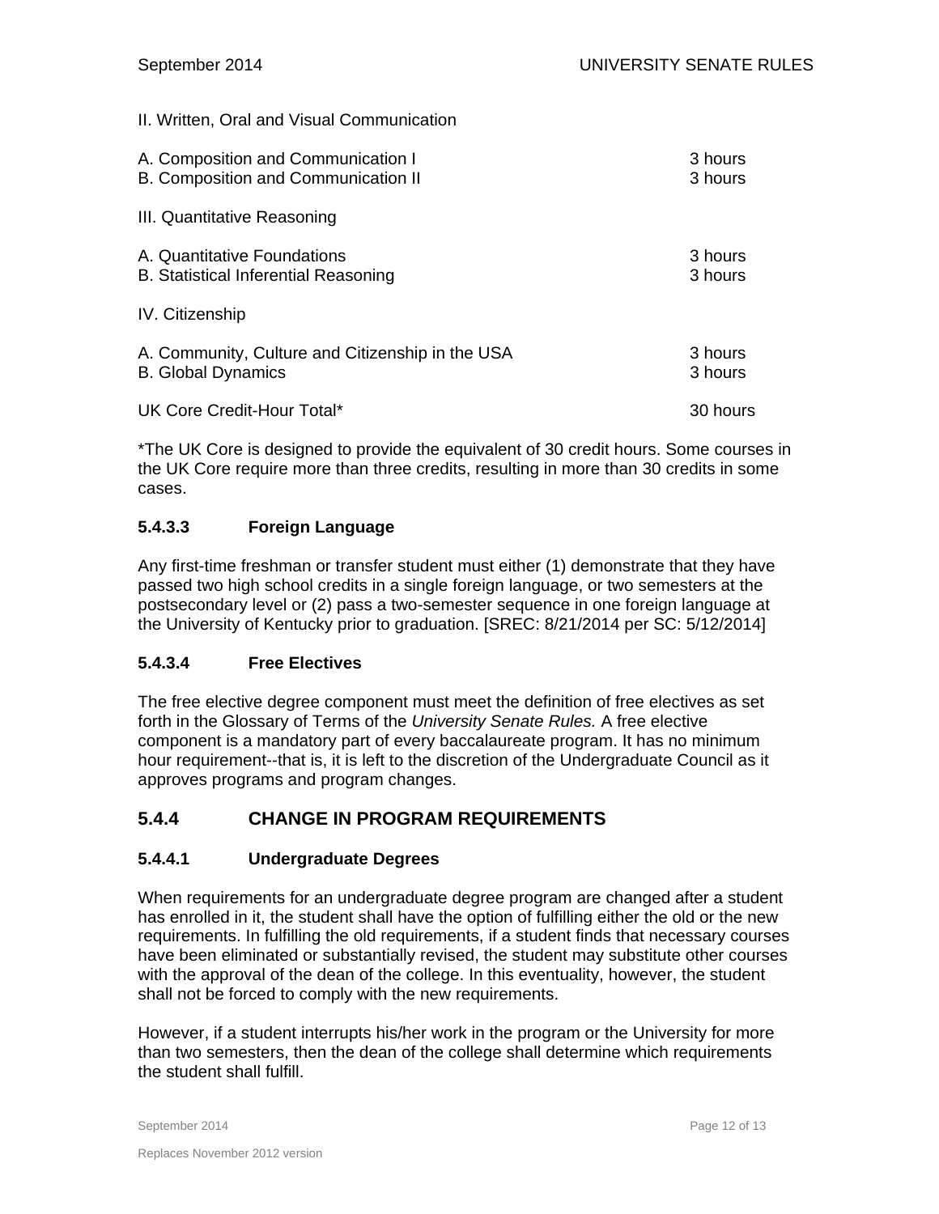II. Written, Oral and Visual Communication

| | |
|---|---|
| A. Composition and Communication I | 3 hours |
| B. Composition and Communication II | 3 hours |

III. Quantitative Reasoning

| | |
|---|---|
| A. Quantitative Foundations | 3 hours |
| B. Statistical Inferential Reasoning | 3 hours |

IV. Citizenship

| | |
|---|---|
| A. Community, Culture and Citizenship in the USA | 3 hours |
| B. Global Dynamics | 3 hours |

| | |
|---|---|
| UK Core Credit-Hour Total* | 30 hours |

*The UK Core is designed to provide the equivalent of 30 credit hours. Some courses in the UK Core require more than three credits, resulting in more than 30 credits in some cases.

### 5.4.3.3 Foreign Language

Any first-time freshman or transfer student must either (1) demonstrate that they have passed two high school credits in a single foreign language, or two semesters at the postsecondary level or (2) pass a two-semester sequence in one foreign language at the University of Kentucky prior to graduation. [SREC: 8/21/2014 per SC: 5/12/2014]

### 5.4.3.4 Free Electives

The free elective degree component must meet the definition of free electives as set forth in the Glossary of Terms of the *University Senate Rules.* A free elective component is a mandatory part of every baccalaureate program. It has no minimum hour requirement--that is, it is left to the discretion of the Undergraduate Council as it approves programs and program changes.

## 5.4.4 CHANGE IN PROGRAM REQUIREMENTS

### 5.4.4.1 Undergraduate Degrees

When requirements for an undergraduate degree program are changed after a student has enrolled in it, the student shall have the option of fulfilling either the old or the new requirements. In fulfilling the old requirements, if a student finds that necessary courses have been eliminated or substantially revised, the student may substitute other courses with the approval of the dean of the college. In this eventuality, however, the student shall not be forced to comply with the new requirements.

However, if a student interrupts his/her work in the program or the University for more than two semesters, then the dean of the college shall determine which requirements the student shall fulfill.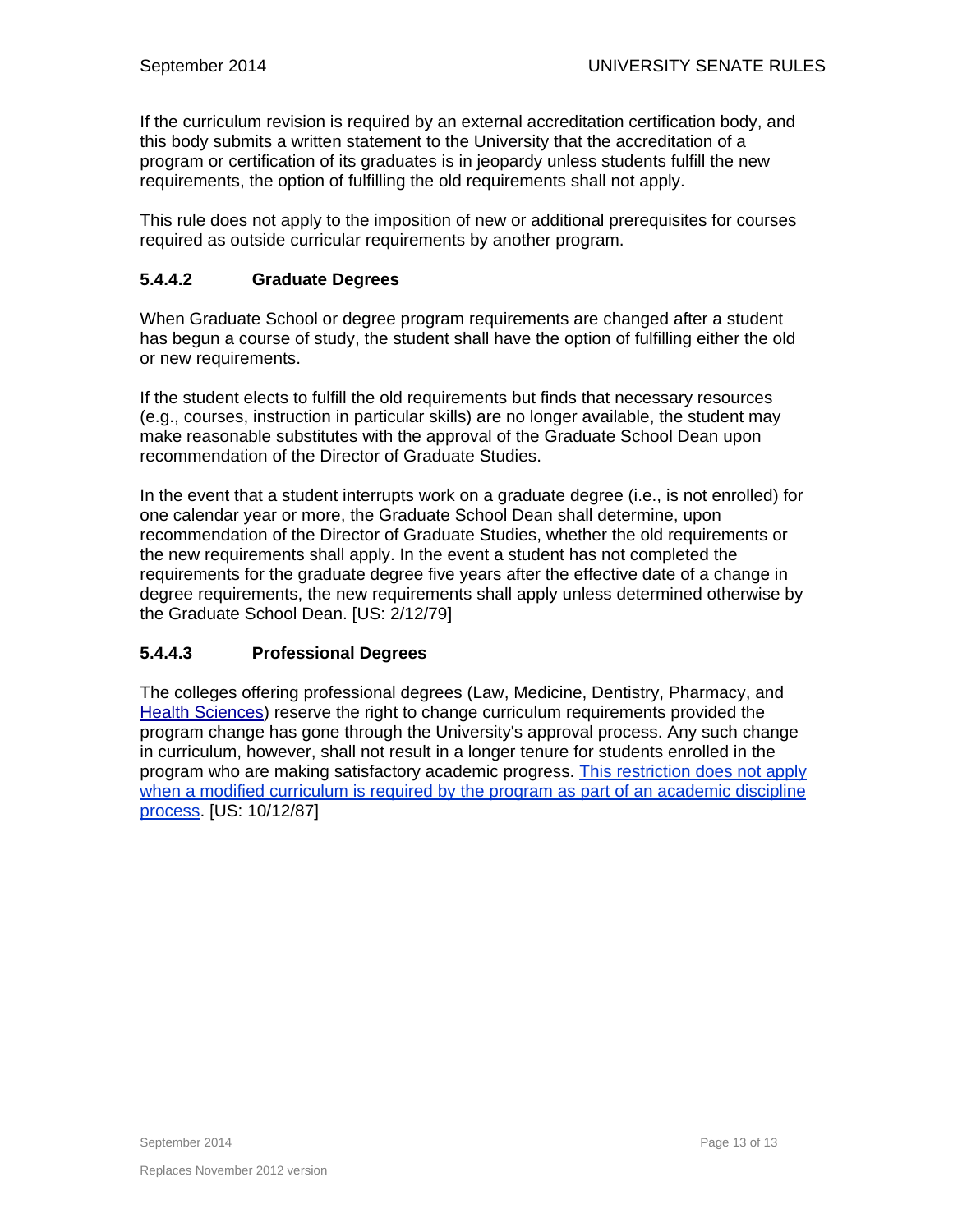If the curriculum revision is required by an external accreditation certification body, and this body submits a written statement to the University that the accreditation of a program or certification of its graduates is in jeopardy unless students fulfill the new requirements, the option of fulfilling the old requirements shall not apply.

This rule does not apply to the imposition of new or additional prerequisites for courses required as outside curricular requirements by another program.

#### 5.4.4.2 Graduate Degrees

When Graduate School or degree program requirements are changed after a student has begun a course of study, the student shall have the option of fulfilling either the old or new requirements.

If the student elects to fulfill the old requirements but finds that necessary resources (e.g., courses, instruction in particular skills) are no longer available, the student may make reasonable substitutes with the approval of the Graduate School Dean upon recommendation of the Director of Graduate Studies.

In the event that a student interrupts work on a graduate degree (i.e., is not enrolled) for one calendar year or more, the Graduate School Dean shall determine, upon recommendation of the Director of Graduate Studies, whether the old requirements or the new requirements shall apply. In the event a student has not completed the requirements for the graduate degree five years after the effective date of a change in degree requirements, the new requirements shall apply unless determined otherwise by the Graduate School Dean. [US: 2/12/79]

#### 5.4.4.3 Professional Degrees

The colleges offering professional degrees (Law, Medicine, Dentistry, Pharmacy, and Health Sciences) reserve the right to change curriculum requirements provided the program change has gone through the University's approval process. Any such change in curriculum, however, shall not result in a longer tenure for students enrolled in the program who are making satisfactory academic progress. This restriction does not apply when a modified curriculum is required by the program as part of an academic discipline process. [US: 10/12/87]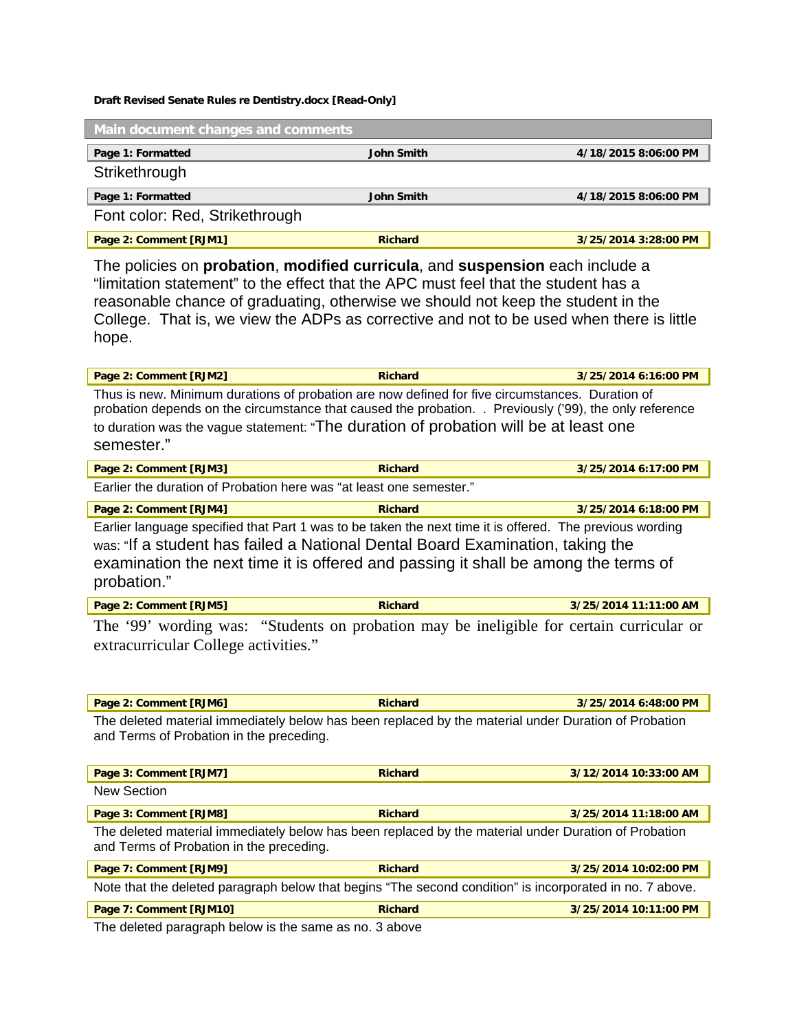**Draft Revised Senate Rules re Dentistry.docx [Read-Only]**

## Main document changes and comments

| Page 1: Formatted | John Smith | 4/18/2015 8:06:00 PM |
|---|---|---|

Strikethrough

| Page 1: Formatted | John Smith | 4/18/2015 8:06:00 PM |
|---|---|---|

Font color: Red, Strikethrough

| Page 2: Comment [RJM1] | Richard | 3/25/2014 3:28:00 PM |
|---|---|---|

The policies on **probation**, **modified curricula**, and **suspension** each include a "limitation statement" to the effect that the APC must feel that the student has a reasonable chance of graduating, otherwise we should not keep the student in the College. That is, we view the ADPs as corrective and not to be used when there is little hope.

| Page 2: Comment [RJM2] | Richard | 3/25/2014 6:16:00 PM |
|---|---|---|

Thus is new. Minimum durations of probation are now defined for five circumstances. Duration of probation depends on the circumstance that caused the probation. . Previously ('99), the only reference to duration was the vague statement: "The duration of probation will be at least one semester."

| Page 2: Comment [RJM3] | Richard | 3/25/2014 6:17:00 PM |
|---|---|---|

Earlier the duration of Probation here was "at least one semester."

| Page 2: Comment [RJM4] | Richard | 3/25/2014 6:18:00 PM |
|---|---|---|

Earlier language specified that Part 1 was to be taken the next time it is offered. The previous wording was: "If a student has failed a National Dental Board Examination, taking the examination the next time it is offered and passing it shall be among the terms of probation."

| Page 2: Comment [RJM5] | Richard | 3/25/2014 11:11:00 AM |
|---|---|---|

The '99' wording was: "Students on probation may be ineligible for certain curricular or extracurricular College activities."

| Page 2: Comment [RJM6] | Richard | 3/25/2014 6:48:00 PM |
|---|---|---|

The deleted material immediately below has been replaced by the material under Duration of Probation and Terms of Probation in the preceding.

| Page 3: Comment [RJM7] | Richard | 3/12/2014 10:33:00 AM |
|---|---|---|

New Section

| Page 3: Comment [RJM8] | Richard | 3/25/2014 11:18:00 AM |
|---|---|---|

The deleted material immediately below has been replaced by the material under Duration of Probation and Terms of Probation in the preceding.

| Page 7: Comment [RJM9] | Richard | 3/25/2014 10:02:00 PM |
|---|---|---|

Note that the deleted paragraph below that begins "The second condition" is incorporated in no. 7 above.

| Page 7: Comment [RJM10] | Richard | 3/25/2014 10:11:00 PM |
|---|---|---|

The deleted paragraph below is the same as no. 3 above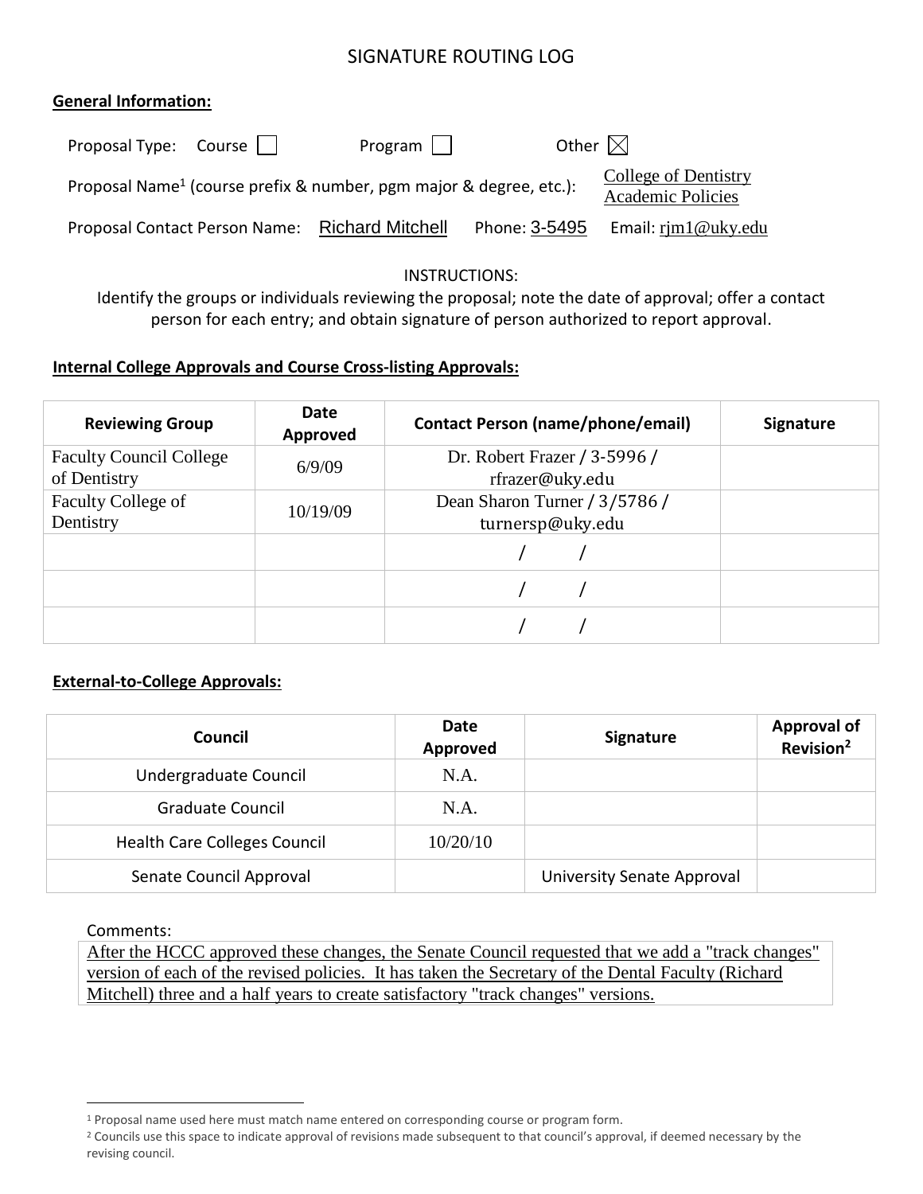# SIGNATURE ROUTING LOG

**General Information:**

Proposal Type: Course ☐ Program ☐ Other ☒

Proposal Name[1] (course prefix & number, pgm major & degree, etc.): College of Dentistry Academic Policies

Proposal Contact Person Name: Richard Mitchell Phone: 3-5495 Email: rjm1@uky.edu

INSTRUCTIONS:

Identify the groups or individuals reviewing the proposal; note the date of approval; offer a contact person for each entry; and obtain signature of person authorized to report approval.

**Internal College Approvals and Course Cross-listing Approvals:**

| Reviewing Group | Date Approved | Contact Person (name/phone/email) | Signature |
|---|---|---|---|
| Faculty Council College of Dentistry | 6/9/09 | Dr. Robert Frazer / 3-5996 / rfrazer@uky.edu | |
| Faculty College of Dentistry | 10/19/09 | Dean Sharon Turner / 3/5786 / turnersp@uky.edu | |
| | | / / | |
| | | / / | |
| | | / / | |

**External-to-College Approvals:**

| Council | Date Approved | Signature | Approval of Revision[2] |
|---|---|---|---|
| Undergraduate Council | N.A. | | |
| Graduate Council | N.A. | | |
| Health Care Colleges Council | 10/20/10 | | |
| Senate Council Approval | | University Senate Approval | |

Comments:

After the HCCC approved these changes, the Senate Council requested that we add a "track changes" version of each of the revised policies. It has taken the Secretary of the Dental Faculty (Richard Mitchell) three and a half years to create satisfactory "track changes" versions.

---

[1] Proposal name used here must match name entered on corresponding course or program form.

[2] Councils use this space to indicate approval of revisions made subsequent to that council's approval, if deemed necessary by the revising council.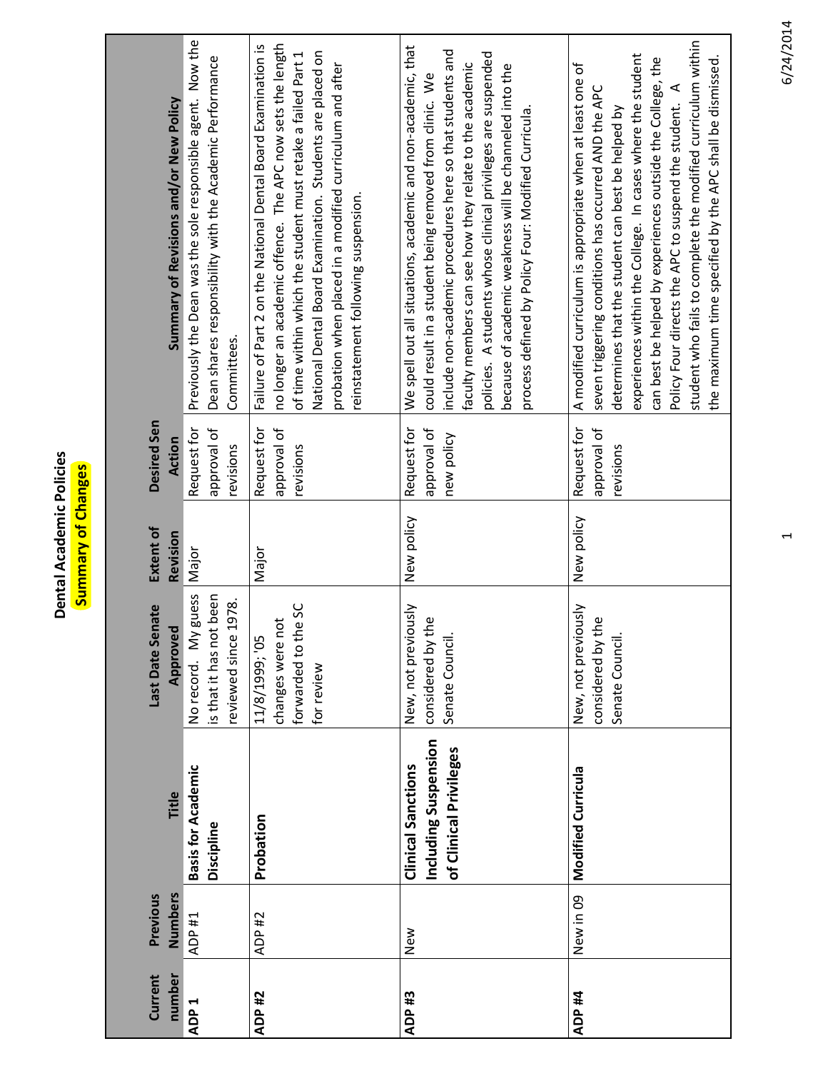# Dental Academic Policies

## Summary of Changes

| Current number | Previous Numbers | Title | Last Date Senate Approved | Extent of Revision | Desired Sen Action | Summary of Revisions and/or New Policy |
|---|---|---|---|---|---|---|
| ADP 1 | ADP #1 | **Basis for Academic Discipline** | No record. My guess is that it has not been reviewed since 1978. | Major | Request for approval of revisions | Previously the Dean was the sole responsible agent. Now the Dean shares responsibility with the Academic Performance Committees. |
| ADP #2 | ADP #2 | **Probation** | 11/8/1999; '05 changes were not forwarded to the SC for review | Major | Request for approval of revisions | Failure of Part 2 on the National Dental Board Examination is no longer an academic offence. The APC now sets the length of time within which the student must retake a failed Part 1 National Dental Board Examination. Students are placed on probation when placed in a modified curriculum and after reinstatement following suspension. |
| ADP #3 | New | **Clinical Sanctions Including Suspension of Clinical Privileges** | New, not previously considered by the Senate Council. | New policy | Request for approval of new policy | We spell out all situations, academic and non-academic, that could result in a student being removed from clinic. We include non-academic procedures here so that students and faculty members can see how they relate to the academic policies. A students whose clinical privileges are suspended because of academic weakness will be channeled into the process defined by Policy Four: Modified Curricula. |
| ADP #4 | New in 09 | **Modified Curricula** | New, not previously considered by the Senate Council. | New policy | Request for approval of revisions | A modified curriculum is appropriate when at least one of seven triggering conditions has occurred AND the APC determines that the student can best be helped by experiences within the College. In cases where the student can best be helped by experiences outside the College, the Policy Four directs the APC to suspend the student. A student who fails to complete the modified curriculum within the maximum time specified by the APC shall be dismissed. |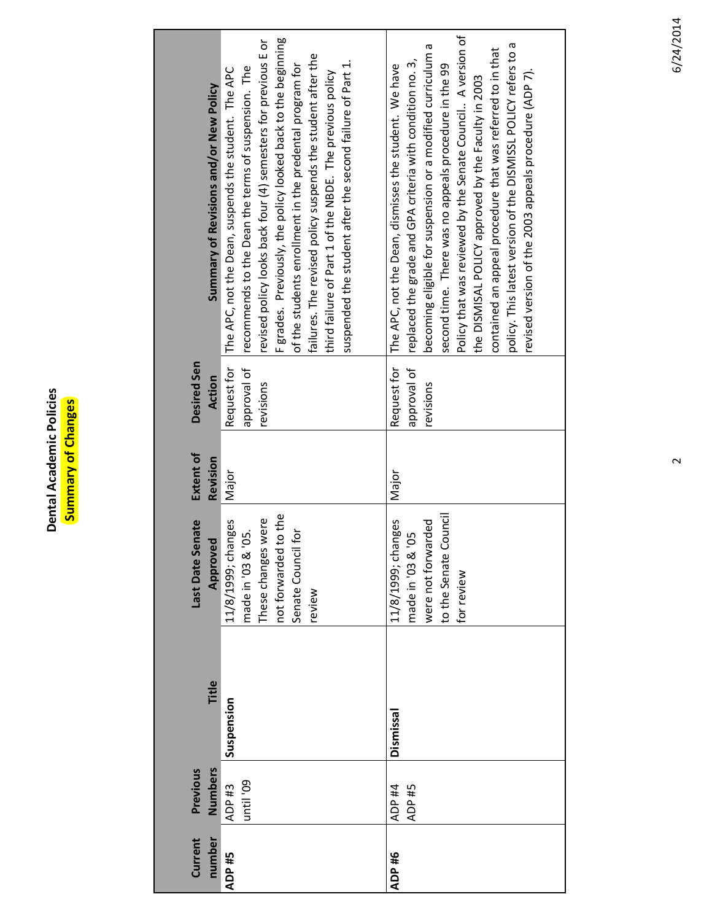# Dental Academic Policies

## Summary of Changes

| Current number | Previous Numbers | Title | Last Date Senate Approved | Extent of Revision | Desired Sen Action | Summary of Revisions and/or New Policy |
|---|---|---|---|---|---|---|
| ADP #5 | ADP #3 until '09 | **Suspension** | 11/8/1999; changes made in '03 & '05. These changes were not forwarded to the Senate Council for review | Major | Request for approval of revisions | The APC, not the Dean, suspends the student. The APC recommends to the Dean the terms of suspension. The revised policy looks back four (4) semesters for previous E or F grades. Previously, the policy looked back to the beginning of the students enrollment in the predental program for failures. The revised policy suspends the student after the third failure of Part 1 of the NBDE. The previous policy suspended the student after the second failure of Part 1. |
| ADP #6 | ADP #4 ADP #5 | **Dismissal** | 11/8/1999; changes made in '03 & '05 were not forwarded to the Senate Council for review | Major | Request for approval of revisions | The APC, not the Dean, dismisses the student. We have replaced the grade and GPA criteria with condition no. 3, becoming eligible for suspension or a modified curriculum a second time. There was no appeals procedure in the 99 Policy that was reviewed by the Senate Council.. A version of the DISMISAL POLICY approved by the Faculty in 2003 contained an appeal procedure that was referred to in that policy. This latest version of the DISMISSL POLICY refers to a revised version of the 2003 appeals procedure (ADP 7). |

6/24/2014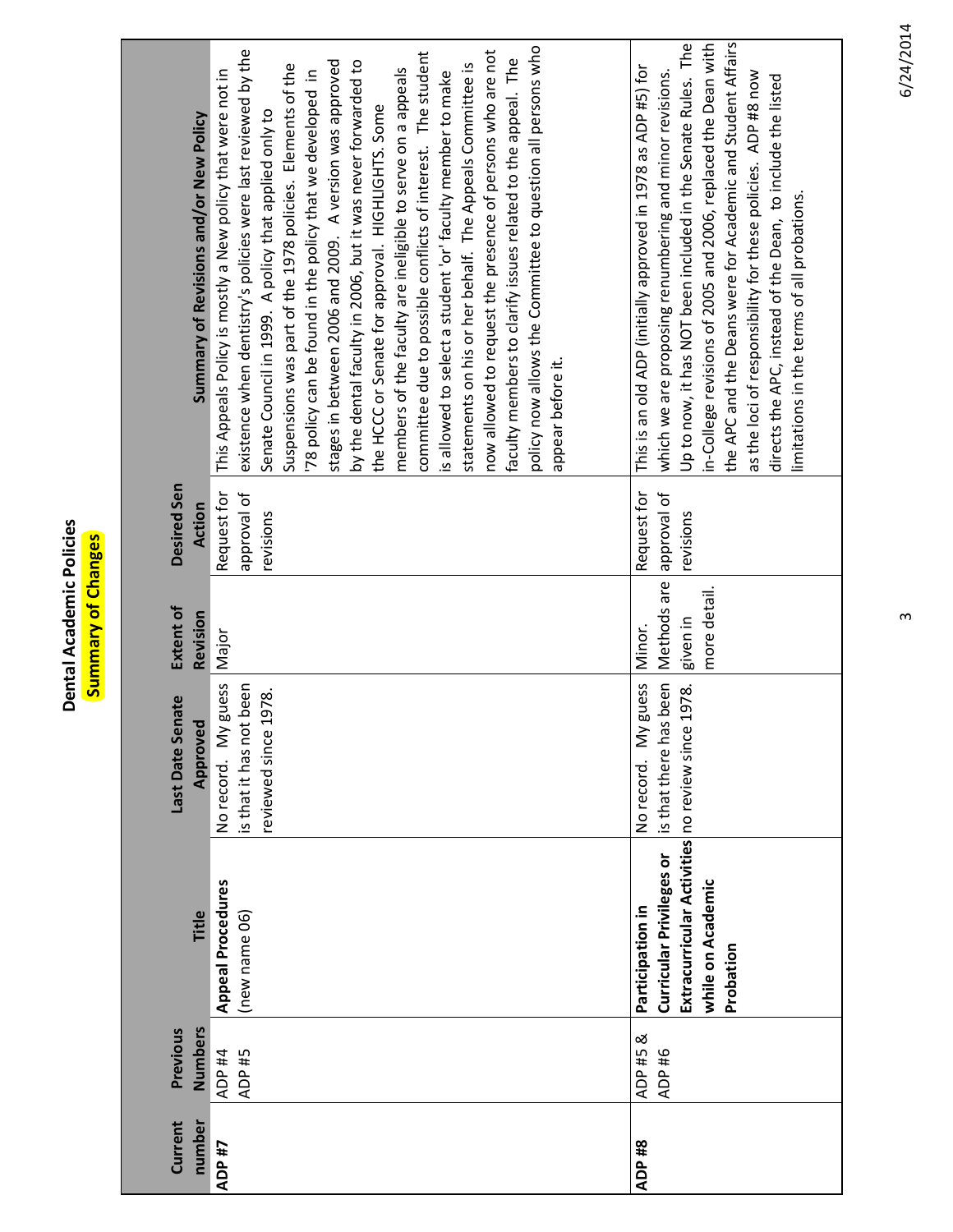# Dental Academic Policies

## Summary of Changes

| Current number | Previous Numbers | Title | Last Date Senate Approved | Extent of Revision | Desired Sen Action | Summary of Revisions and/or New Policy |
|---|---|---|---|---|---|---|
| **ADP #7** | ADP #4 ADP #5 | **Appeal Procedures** (new name 06) | No record. My guess is that it has not been reviewed since 1978. | Major | Request for approval of revisions | This Appeals Policy is mostly a New policy that were not in existence when dentistry's policies were last reviewed by the Senate Council in 1999. A policy that applied only to Suspensions was part of the 1978 policies. Elements of the '78 policy can be found in the policy that we developed in stages in between 2006 and 2009. A version was approved by the dental faculty in 2006, but it was never forwarded to the HCCC or Senate for approval. HIGHLIGHTS. Some members of the faculty are ineligible to serve on a appeals committee due to possible conflicts of interest. The student is allowed to select a student 'or' faculty member to make statements on his or her behalf. The Appeals Committee is now allowed to request the presence of persons who are not faculty members to clarify issues related to the appeal. The policy now allows the Committee to question all persons who appear before it. |
| **ADP #8** | ADP #5 & ADP #6 | **Participation in Curricular Privileges or Extracurricular Activities while on Academic Probation** | No record. My guess is that there has been no review since 1978. | Minor. Methods are given in more detail. | Request for approval of revisions | This is an old ADP (initially approved in 1978 as ADP #5) for which we are proposing renumbering and minor revisions. Up to now, it has NOT been included in the Senate Rules. The in-College revisions of 2005 and 2006, replaced the Dean with the APC and the Deans were for Academic and Student Affairs as the loci of responsibility for these policies. ADP #8 now directs the APC, instead of the Dean, to include the listed limitations in the terms of all probations. |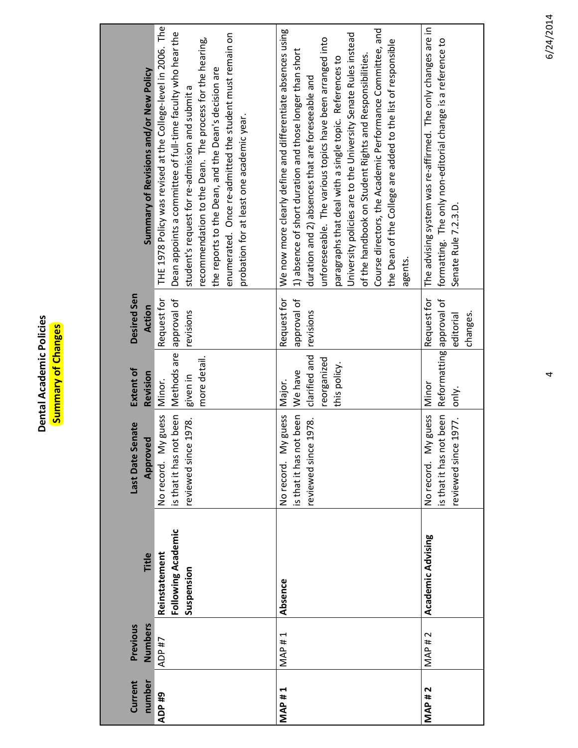# Dental Academic Policies

## Summary of Changes

| Current number | Previous Numbers | Title | Last Date Senate Approved | Extent of Revision | Desired Sen Action | Summary of Revisions and/or New Policy |
|---|---|---|---|---|---|---|
| **ADP #9** | ADP #7 | **Reinstatement Following Academic Suspension** | No record. My guess is that it has not been reviewed since 1978. | Minor. Methods are given in more detail. | Request for approval of revisions | THE 1978 Policy was revised at the College-level in 2006. The Dean appoints a committee of full-time faculty who hear the student's request for re-admission and submit a recommendation to the Dean. The process for the hearing, the reports to the Dean, and the Dean's decision are enumerated. Once re-admitted the student must remain on probation for at least one academic year. |
| **MAP # 1** | MAP # 1 | **Absence** | No record. My guess is that it has not been reviewed since 1978. | Major. We have clarified and reorganized this policy. | Request for approval of revisions | We now more clearly define and differentiate absences using 1) absence of short duration and those longer than short duration and 2) absences that are foreseeable and unforeseeable. The various topics have been arranged into paragraphs that deal with a single topic. References to University policies are to the University Senate Rules instead of the handbook on Student Rights and Responsibilities. Course directors, the Academic Performance Committee, and the Dean of the College are added to the list of responsible agents. |
| **MAP # 2** | MAP # 2 | **Academic Advising** | No record. My guess is that it has not been reviewed since 1977. | Minor Reformatting only. | Request for approval of editorial changes. | The advising system was re-affirmed. The only changes are in formatting. The only non-editorial change is a reference to Senate Rule 7.2.3.D. |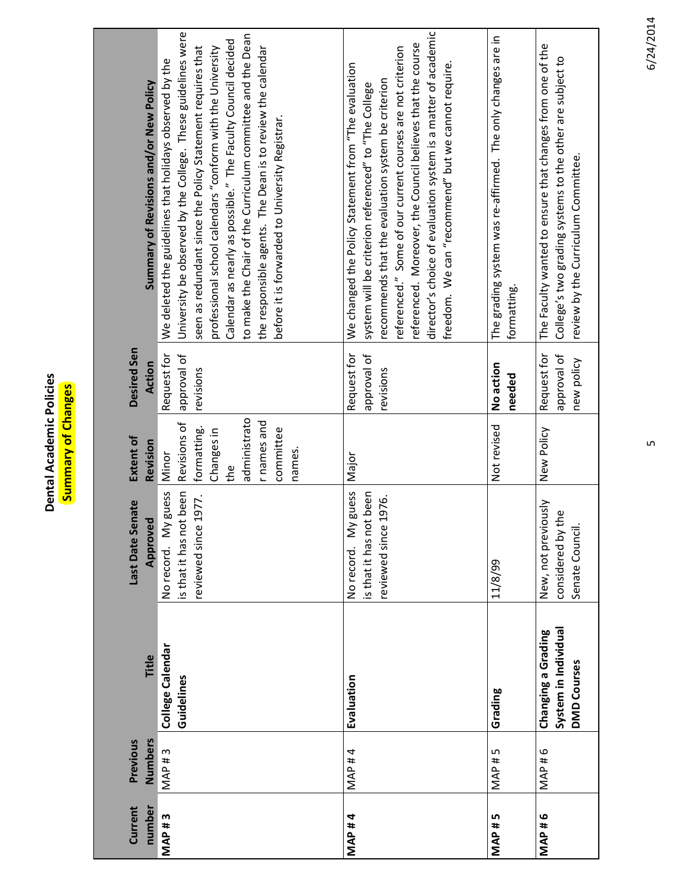**Dental Academic Policies**

**Summary of Changes**

| Current number | Previous Numbers | Title | Last Date Senate Approved | Extent of Revision | Desired Sen Action | Summary of Revisions and/or New Policy |
|---|---|---|---|---|---|---|
| **MAP # 3** | MAP # 3 | **College Calendar Guidelines** | No record. My guess is that it has not been reviewed since 1977. | Minor Revisions of formatting. Changes in the administrator names and committee names. | Request for approval of revisions | We deleted the guidelines that holidays observed by the University be observed by the College. These guidelines were seen as redundant since the Policy Statement requires that professional school calendars "conform with the University Calendar as nearly as possible." The Faculty Council decided to make the Chair of the Curriculum committee and the Dean the responsible agents. The Dean is to review the calendar before it is forwarded to University Registrar. |
| **MAP # 4** | MAP # 4 | **Evaluation** | No record. My guess is that it has not been reviewed since 1976. | Major | Request for approval of revisions | We changed the Policy Statement from "The evaluation system will be criterion referenced" to "The College recommends that the evaluation system be criterion referenced." Some of our current courses are not criterion referenced. Moreover, the Council believes that the course director's choice of evaluation system is a matter of academic freedom. We can "recommend" but we cannot require. |
| **MAP # 5** | MAP # 5 | **Grading** | 11/8/99 | Not revised | **No action needed** | The grading system was re-affirmed. The only changes are in formatting. |
| **MAP # 6** | MAP # 6 | **Changing a Grading System in Individual DMD Courses** | New, not previously considered by the Senate Council. | New Policy | Request for approval of new policy | The Faculty wanted to ensure that changes from one of the College's two grading systems to the other are subject to review by the Curriculum Committee. |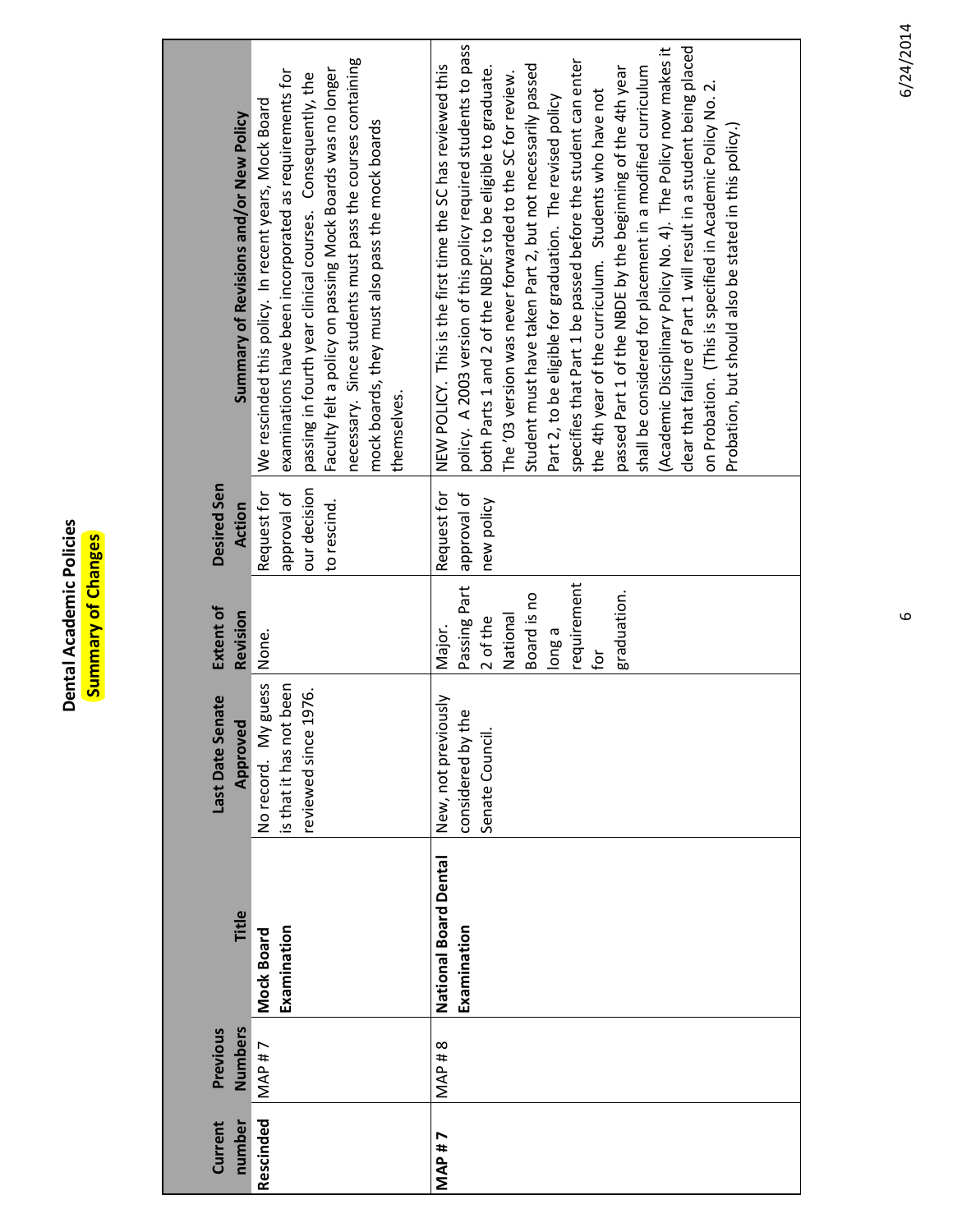# Dental Academic Policies

## Summary of Changes

| Current number | Previous Numbers | Title | Last Date Senate Approved | Extent of Revision | Desired Sen Action | Summary of Revisions and/or New Policy |
|---|---|---|---|---|---|---|
| **Rescinded** | MAP # 7 | **Mock Board Examination** | No record. My guess is that it has not been reviewed since 1976. | None. | Request for approval of our decision to rescind. | We rescinded this policy. In recent years, Mock Board examinations have been incorporated as requirements for passing in fourth year clinical courses. Consequently, the Faculty felt a policy on passing Mock Boards was no longer necessary. Since students must pass the courses containing mock boards, they must also pass the mock boards themselves. |
| **MAP # 7** | MAP # 8 | **National Board Dental Examination** | New, not previously considered by the Senate Council. | Major. Passing Part 2 of the National Board is no long a requirement for graduation. | Request for approval of new policy | NEW POLICY. This is the first time the SC has reviewed this policy. A 2003 version of this policy required students to pass both Parts 1 and 2 of the NBDE's to be eligible to graduate. The '03 version was never forwarded to the SC for review. Student must have taken Part 2, but not necessarily passed Part 2, to be eligible for graduation. The revised policy specifies that Part 1 be passed before the student can enter the 4th year of the curriculum. Students who have not passed Part 1 of the NBDE by the beginning of the 4th year shall be considered for placement in a modified curriculum (Academic Disciplinary Policy No. 4). The Policy now makes it clear that failure of Part 1 will result in a student being placed on Probation. (This is specified in Academic Policy No. 2. Probation, but should also be stated in this policy.) |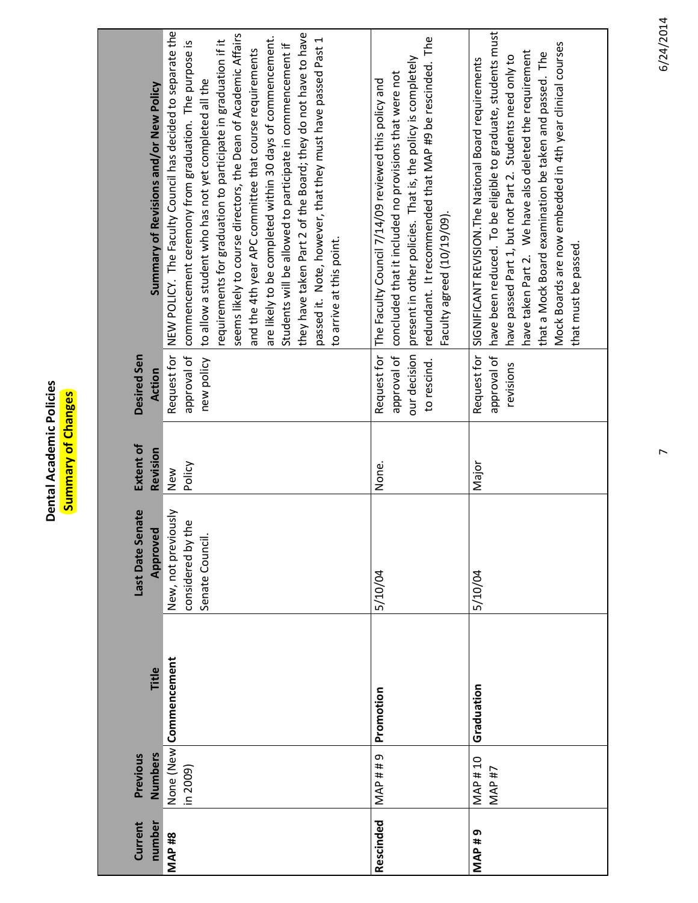# Dental Academic Policies

## Summary of Changes

| Current number | Previous Numbers | Title | Last Date Senate Approved | Extent of Revision | Desired Sen Action | Summary of Revisions and/or New Policy |
|---|---|---|---|---|---|---|
| **MAP #8** | None (New in 2009) | **Commencement** | New, not previously considered by the Senate Council. | New Policy | Request for approval of new policy | NEW POLICY. The Faculty Council has decided to separate the commencement ceremony from graduation. The purpose is to allow a student who has not yet completed all the requirements for graduation to participate in graduation if it seems likely to course directors, the Dean of Academic Affairs and the 4th year APC committee that course requirements are likely to be completed within 30 days of commencement. Students will be allowed to participate in commencement if they have taken Part 2 of the Board; they do not have to have passed it. Note, however, that they must have passed Past 1 to arrive at this point. |
| **Rescinded** | MAP # # 9 | **Promotion** | 5/10/04 | None. | Request for approval of our decision to rescind. | The Faculty Council 7/14/09 reviewed this policy and concluded that it included no provisions that were not present in other policies. That is, the policy is completely redundant. It recommended that MAP #9 be rescinded. The Faculty agreed (10/19/09). |
| **MAP # 9** | MAP # 10 MAP #7 | **Graduation** | 5/10/04 | Major | Request for approval of revisions | SIGNIFICANT REVISION.The National Board requirements have been reduced. To be eligible to graduate, students must have passed Part 1, but not Part 2. Students need only to have taken Part 2. We have also deleted the requirement that a Mock Board examination be taken and passed. The Mock Boards are now embedded in 4th year clinical courses that must be passed. |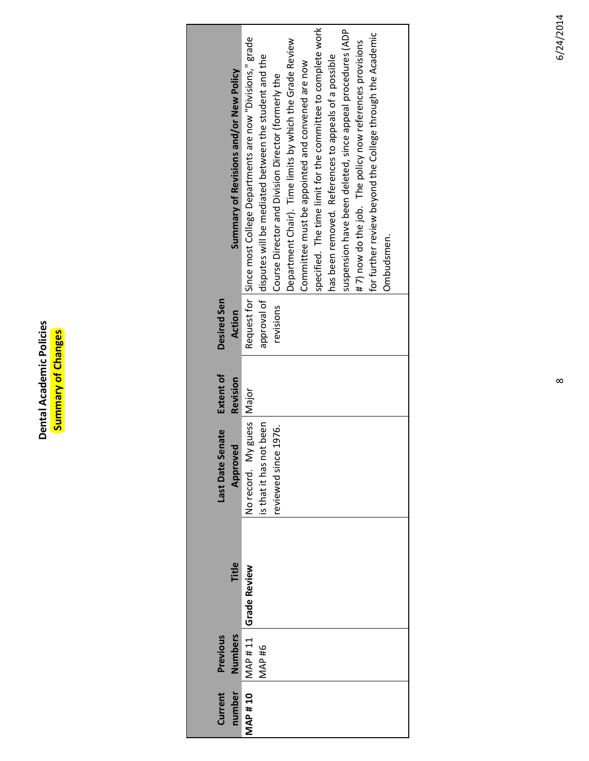# Dental Academic Policies

## Summary of Changes

| Current number | Previous Numbers | Title | Last Date Senate Approved | Extent of Revision | Desired Sen Action | Summary of Revisions and/or New Policy |
|---|---|---|---|---|---|---|
| **MAP # 10** | MAP # 11 MAP #6 | **Grade Review** | No record. My guess is that it has not been reviewed since 1976. | Major | Request for approval of revisions | Since most College Departments are now "Divisions," grade disputes will be mediated between the student and the Course Director and Division Director (formerly the Department Chair). Time limits by which the Grade Review Committee must be appointed and convened are now specified. The time limit for the committee to complete work has been removed. References to appeals of a possible suspension have been deleted, since appeal procedures (ADP # 7) now do the job. The policy now references provisions for further review beyond the College through the Academic Ombudsmen. |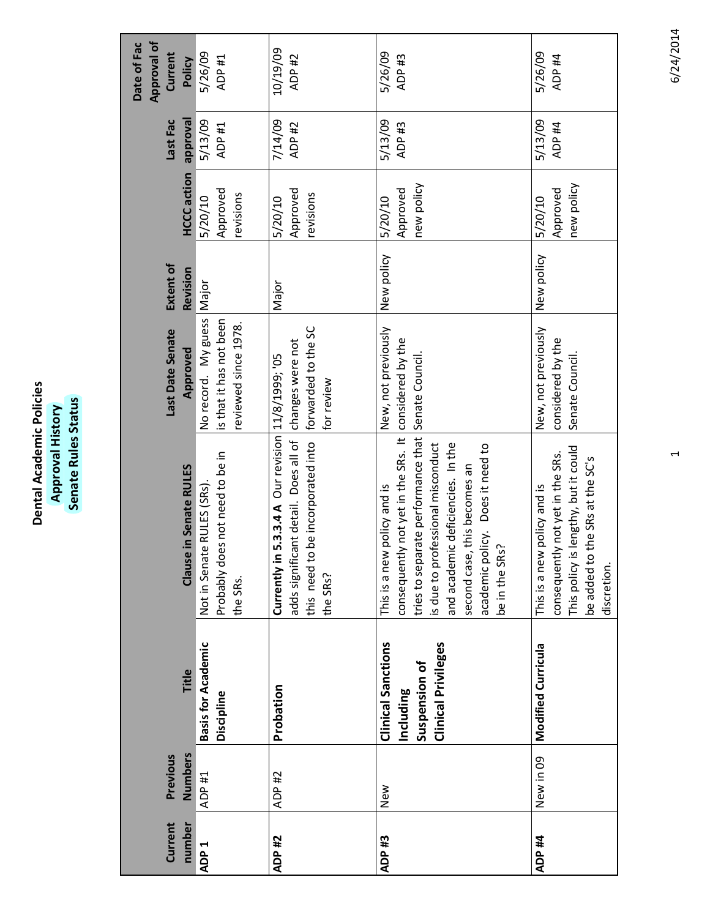# Dental Academic Policies

## Approval History

## Senate Rules Status

| Current number | Previous Numbers | Title | Clause in Senate RULES | Last Date Senate Approved | Extent of Revision | HCCC action | Last Fac approval | Date of Fac Approval of Current Policy |
|---|---|---|---|---|---|---|---|---|
| **ADP 1** | ADP #1 | **Basis for Academic Discipline** | Not in Senate RULES (SRs). Probably does not need to be in the SRs. | No record. My guess is that it has not been reviewed since 1978. | Major | 5/20/10 Approved revisions | 5/13/09 ADP #1 | 5/26/09 ADP #1 |
| **ADP #2** | ADP #2 | **Probation** | **Currently in 5.3.3.4 A** Our revision adds significant detail. Does all of this need to be incorporated into the SRs? | 11/8/1999; '05 changes were not forwarded to the SC for review | Major | 5/20/10 Approved revisions | 7/14/09 ADP #2 | 10/19/09 ADP #2 |
| **ADP #3** | New | **Clinical Sanctions Including Suspension of Clinical Privileges** | This is a new policy and is consequently not yet in the SRs. It tries to separate performance that is due to professional misconduct and academic deficiencies. In the second case, this becomes an academic policy. Does it need to be in the SRs? | New, not previously considered by the Senate Council. | New policy | 5/20/10 Approved new policy | 5/13/09 ADP #3 | 5/26/09 ADP #3 |
| **ADP #4** | New in 09 | **Modified Curricula** | This is a new policy and is consequently not yet in the SRs. This policy is lengthy, but it could be added to the SRs at the SC's discretion. | New, not previously considered by the Senate Council. | New policy | 5/20/10 Approved new policy | 5/13/09 ADP #4 | 5/26/09 ADP #4 |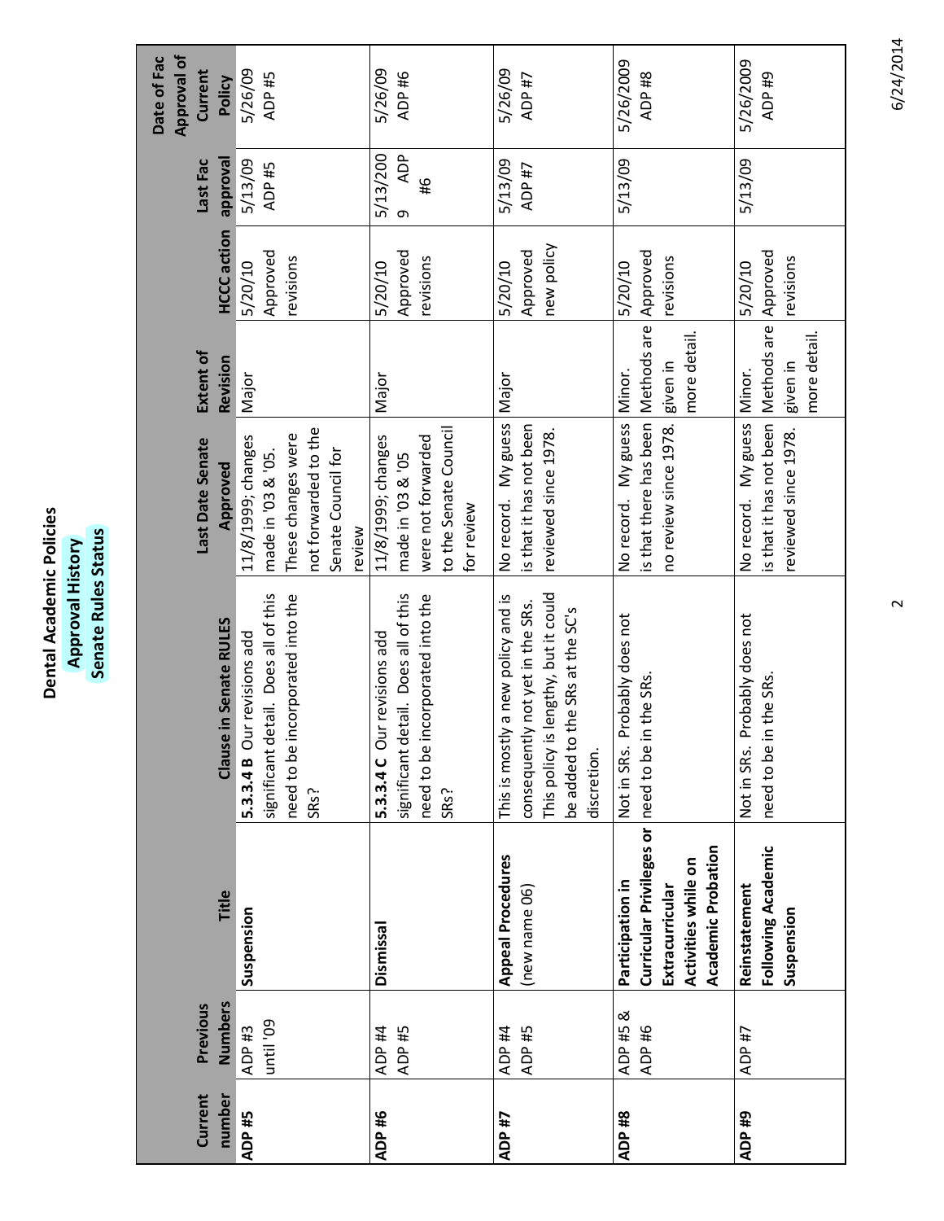# Dental Academic Policies

## Approval History

## Senate Rules Status

| Current number | Previous Numbers | Title | Clause in Senate RULES | Last Date Senate Approved | Extent of Revision | HCCC action | Last Fac approval | Date of Fac Approval of Current Policy |
|---|---|---|---|---|---|---|---|---|
| **ADP #5** | ADP #3 until '09 | **Suspension** | **5.3.3.4 B** Our revisions add significant detail. Does all of this need to be incorporated into the SRs? | 11/8/1999; changes made in '03 & '05. These changes were not forwarded to the Senate Council for review | Major | 5/20/10 Approved revisions | 5/13/09 ADP #5 | 5/26/09 ADP #5 |
| **ADP #6** | ADP #4 ADP #5 | **Dismissal** | **5.3.3.4 C** Our revisions add significant detail. Does all of this need to be incorporated into the SRs? | 11/8/1999; changes made in '03 & '05 were not forwarded to the Senate Council for review | Major | 5/20/10 Approved revisions | 5/13/2009 ADP #6 | 5/26/09 ADP #6 |
| **ADP #7** | ADP #4 ADP #5 | **Appeal Procedures** (new name 06) | This is mostly a new policy and is consequently not yet in the SRs. This policy is lengthy, but it could be added to the SRs at the SC's discretion. | No record. My guess is that it has not been reviewed since 1978. | Major | 5/20/10 Approved new policy | 5/13/09 ADP #7 | 5/26/09 ADP #7 |
| **ADP #8** | ADP #5 & ADP #6 | **Participation in Curricular Privileges or Extracurricular Activities while on Academic Probation** | Not in SRs. Probably does not need to be in the SRs. | No record. My guess is that there has been no review since 1978. | Minor. Methods are given in more detail. | 5/20/10 Approved revisions | 5/13/09 | 5/26/2009 ADP #8 |
| **ADP #9** | ADP #7 | **Reinstatement Following Academic Suspension** | Not in SRs. Probably does not need to be in the SRs. | No record. My guess is that it has not been reviewed since 1978. | Minor. Methods are given in more detail. | 5/20/10 Approved revisions | 5/13/09 | 5/26/2009 ADP #9 |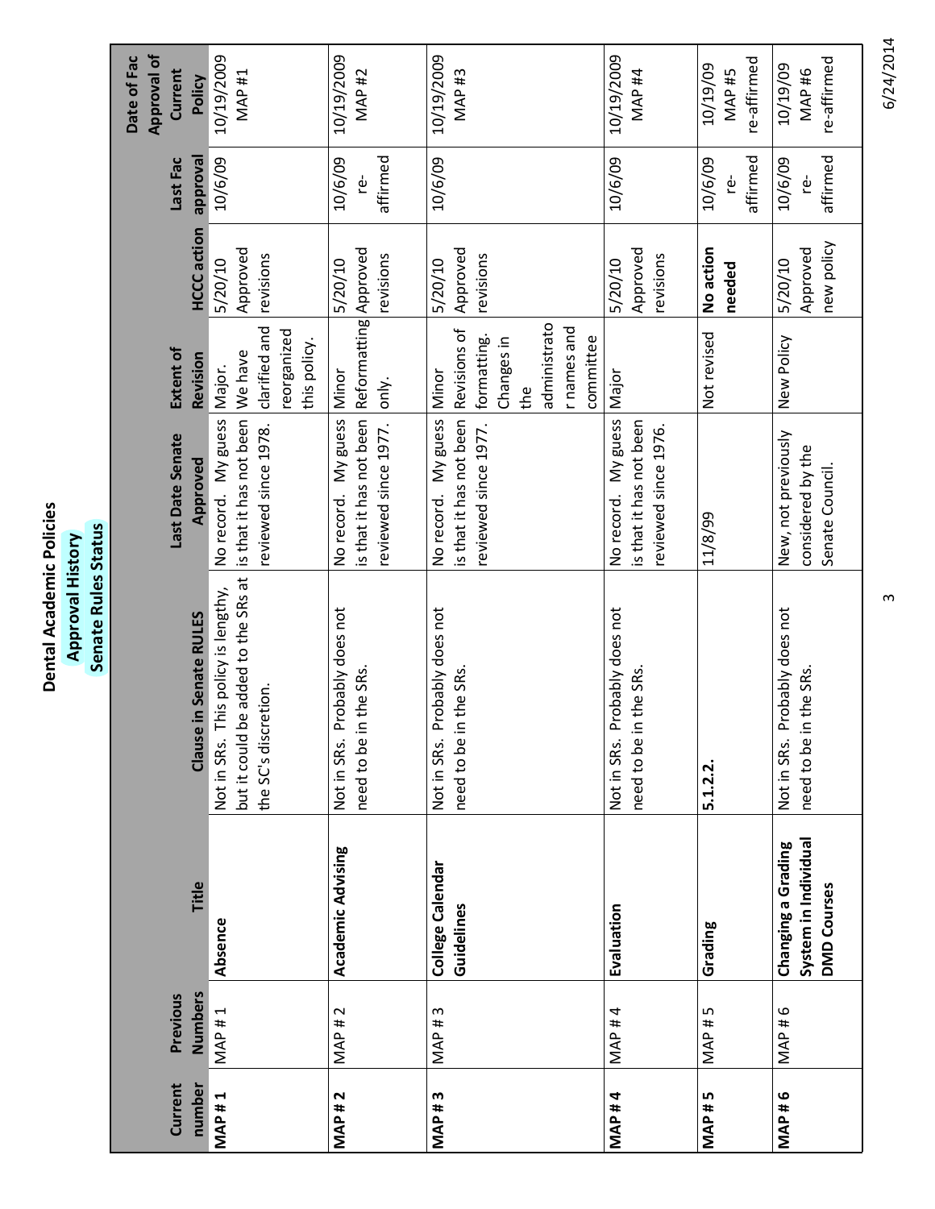# Dental Academic Policies

## Approval History

## Senate Rules Status

| Current number | Previous Numbers | Title | Clause in Senate RULES | Last Date Senate Approved | Extent of Revision | HCCC action | Last Fac approval | Date of Fac Approval of Current Policy |
|---|---|---|---|---|---|---|---|---|
| **MAP # 1** | MAP # 1 | **Absence** | Not in SRs. This policy is lengthy, but it could be added to the SRs at the SC's discretion. | No record. My guess is that it has not been reviewed since 1978. | Major. We have clarified and reorganized this policy. | 5/20/10 Approved revisions | 10/6/09 | 10/19/2009 MAP #1 |
| **MAP # 2** | MAP # 2 | **Academic Advising** | Not in SRs. Probably does not need to be in the SRs. | No record. My guess is that it has not been reviewed since 1977. | Minor Reformatting only. | 5/20/10 Approved revisions | 10/6/09 re-affirmed | 10/19/2009 MAP #2 |
| **MAP # 3** | MAP # 3 | **College Calendar Guidelines** | Not in SRs. Probably does not need to be in the SRs. | No record. My guess is that it has not been reviewed since 1977. | Minor Revisions of formatting. Changes in the administrator names and committee | 5/20/10 Approved revisions | 10/6/09 | 10/19/2009 MAP #3 |
| **MAP # 4** | MAP # 4 | **Evaluation** | Not in SRs. Probably does not need to be in the SRs. | No record. My guess is that it has not been reviewed since 1976. | Major | 5/20/10 Approved revisions | 10/6/09 | 10/19/2009 MAP #4 |
| **MAP # 5** | MAP # 5 | **Grading** | **5.1.2.2.** | 11/8/99 | Not revised | **No action needed** | 10/6/09 re-affirmed | 10/19/09 MAP #5 re-affirmed |
| **MAP # 6** | MAP # 6 | **Changing a Grading System in Individual DMD Courses** | Not in SRs. Probably does not need to be in the SRs. | New, not previously considered by the Senate Council. | New Policy | 5/20/10 Approved new policy | 10/6/09 re-affirmed | 10/19/09 MAP #6 re-affirmed |

6/24/2014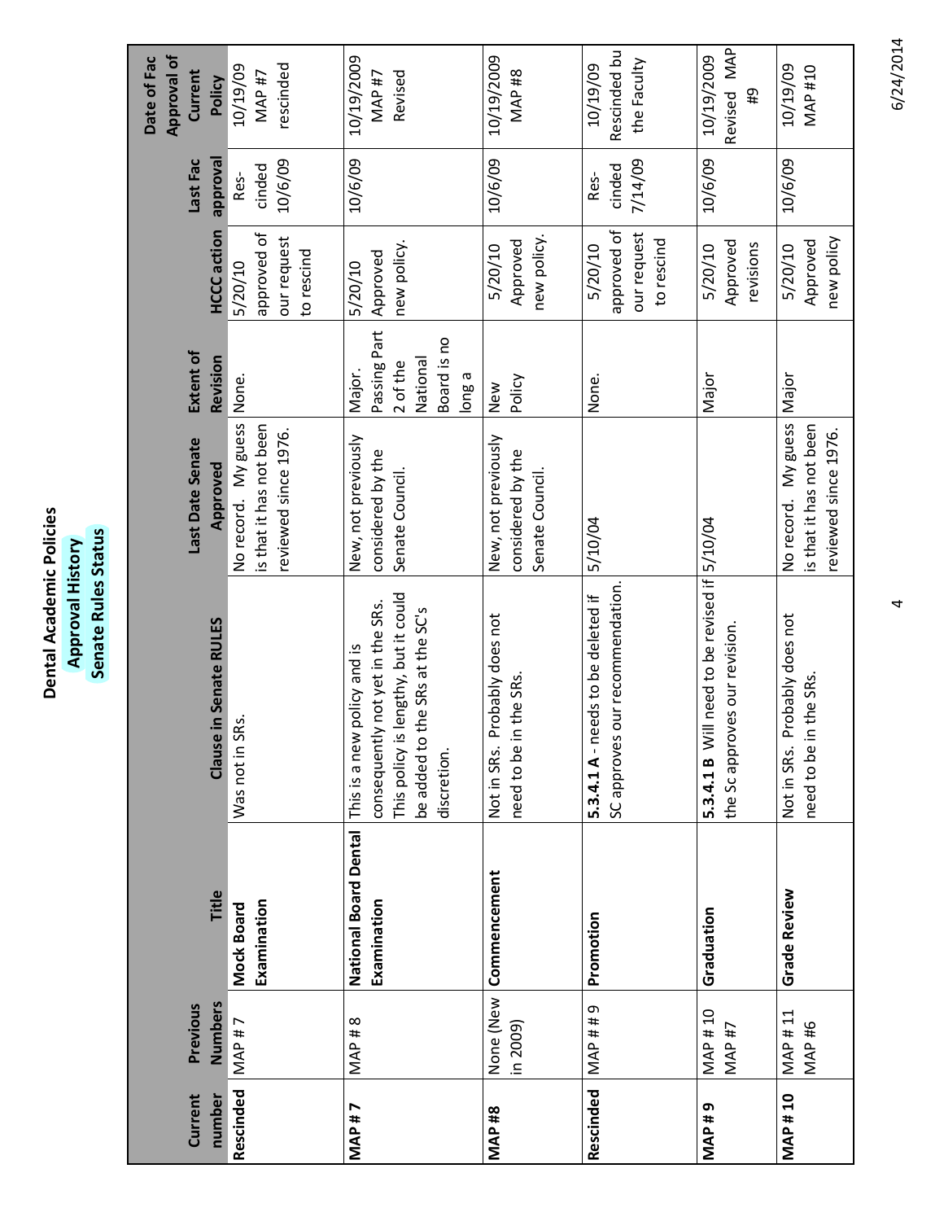# Dental Academic Policies
## Approval History
## Senate Rules Status

| Current number | Previous Numbers | Title | Clause in Senate RULES | Last Date Senate Approved | Extent of Revision | HCCC action | Last Fac approval | Date of Fac Approval of Current Policy |
|---|---|---|---|---|---|---|---|---|
| **Rescinded** | MAP # 7 | **Mock Board Examination** | Was not in SRs. | No record. My guess is that it has not been reviewed since 1976. | None. | 5/20/10 approved of our request to rescind | Res-cinded 10/6/09 | 10/19/09 MAP #7 rescinded |
| **MAP # 7** | MAP # 8 | **National Board Dental Examination** | This is a new policy and is consequently not yet in the SRs. This policy is lengthy, but it could be added to the SRs at the SC's discretion. | New, not previously considered by the Senate Council. | Major. Passing Part 2 of the National Board is no long a | 5/20/10 Approved new policy. | 10/6/09 | 10/19/2009 MAP #7 Revised |
| **MAP #8** | None (New in 2009) | **Commencement** | Not in SRs. Probably does not need to be in the SRs. | New, not previously considered by the Senate Council. | New Policy | 5/20/10 Approved new policy. | 10/6/09 | 10/19/2009 MAP #8 |
| **Rescinded** | MAP # # 9 | **Promotion** | **5.3.4.1 A** - needs to be deleted if SC approves our recommendation. | 5/10/04 | None. | 5/20/10 approved of our request to rescind | Res-cinded 7/14/09 | 10/19/09 Rescinded bu the Faculty |
| **MAP # 9** | MAP # 10 MAP #7 | **Graduation** | **5.3.4.1 B** Will need to be revised if the Sc approves our revision. | 5/10/04 | Major | 5/20/10 Approved revisions | 10/6/09 | 10/19/2009 Revised MAP #9 |
| **MAP # 10** | MAP # 11 MAP #6 | **Grade Review** | Not in SRs. Probably does not need to be in the SRs. | No record. My guess is that it has not been reviewed since 1976. | Major | 5/20/10 Approved new policy | 10/6/09 | 10/19/09 MAP #10 |

6/24/2014